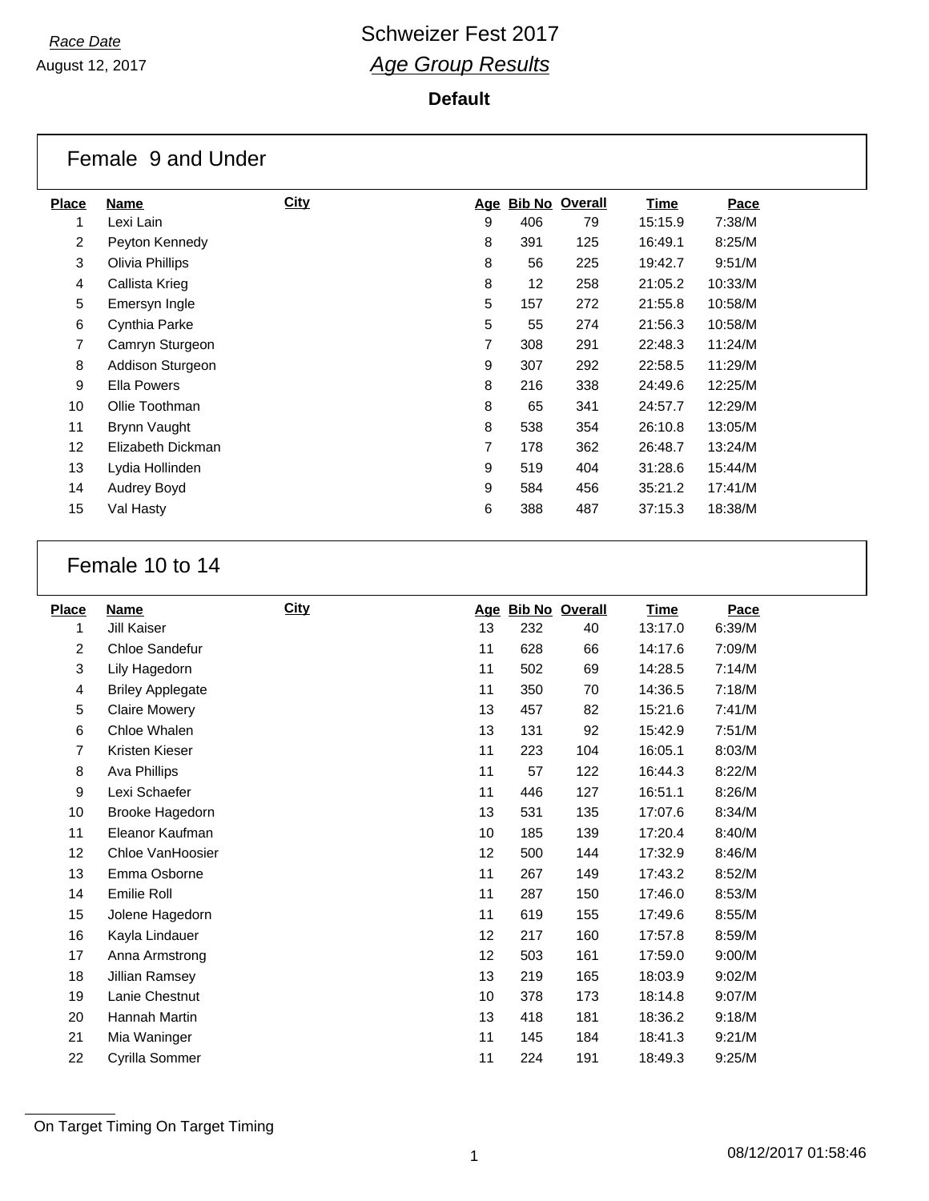*Race Date*

August 12, 2017

# Schweizer Fest 2017

## *Age Group Results*

**Default**

### Female 9 and Under

| Place | Name | City | Age | Bib No | Overall | Time | Pace |
|---|---|---|---|---|---|---|---|
| 1 | Lexi Lain | | 9 | 406 | 79 | 15:15.9 | 7:38/M |
| 2 | Peyton Kennedy | | 8 | 391 | 125 | 16:49.1 | 8:25/M |
| 3 | Olivia Phillips | | 8 | 56 | 225 | 19:42.7 | 9:51/M |
| 4 | Callista Krieg | | 8 | 12 | 258 | 21:05.2 | 10:33/M |
| 5 | Emersyn Ingle | | 5 | 157 | 272 | 21:55.8 | 10:58/M |
| 6 | Cynthia Parke | | 5 | 55 | 274 | 21:56.3 | 10:58/M |
| 7 | Camryn Sturgeon | | 7 | 308 | 291 | 22:48.3 | 11:24/M |
| 8 | Addison Sturgeon | | 9 | 307 | 292 | 22:58.5 | 11:29/M |
| 9 | Ella Powers | | 8 | 216 | 338 | 24:49.6 | 12:25/M |
| 10 | Ollie Toothman | | 8 | 65 | 341 | 24:57.7 | 12:29/M |
| 11 | Brynn Vaught | | 8 | 538 | 354 | 26:10.8 | 13:05/M |
| 12 | Elizabeth Dickman | | 7 | 178 | 362 | 26:48.7 | 13:24/M |
| 13 | Lydia Hollinden | | 9 | 519 | 404 | 31:28.6 | 15:44/M |
| 14 | Audrey Boyd | | 9 | 584 | 456 | 35:21.2 | 17:41/M |
| 15 | Val Hasty | | 6 | 388 | 487 | 37:15.3 | 18:38/M |

### Female 10 to 14

| Place | Name | City | Age | Bib No | Overall | Time | Pace |
|---|---|---|---|---|---|---|---|
| 1 | Jill Kaiser | | 13 | 232 | 40 | 13:17.0 | 6:39/M |
| 2 | Chloe Sandefur | | 11 | 628 | 66 | 14:17.6 | 7:09/M |
| 3 | Lily Hagedorn | | 11 | 502 | 69 | 14:28.5 | 7:14/M |
| 4 | Briley Applegate | | 11 | 350 | 70 | 14:36.5 | 7:18/M |
| 5 | Claire Mowery | | 13 | 457 | 82 | 15:21.6 | 7:41/M |
| 6 | Chloe Whalen | | 13 | 131 | 92 | 15:42.9 | 7:51/M |
| 7 | Kristen Kieser | | 11 | 223 | 104 | 16:05.1 | 8:03/M |
| 8 | Ava Phillips | | 11 | 57 | 122 | 16:44.3 | 8:22/M |
| 9 | Lexi Schaefer | | 11 | 446 | 127 | 16:51.1 | 8:26/M |
| 10 | Brooke Hagedorn | | 13 | 531 | 135 | 17:07.6 | 8:34/M |
| 11 | Eleanor Kaufman | | 10 | 185 | 139 | 17:20.4 | 8:40/M |
| 12 | Chloe VanHoosier | | 12 | 500 | 144 | 17:32.9 | 8:46/M |
| 13 | Emma Osborne | | 11 | 267 | 149 | 17:43.2 | 8:52/M |
| 14 | Emilie Roll | | 11 | 287 | 150 | 17:46.0 | 8:53/M |
| 15 | Jolene Hagedorn | | 11 | 619 | 155 | 17:49.6 | 8:55/M |
| 16 | Kayla Lindauer | | 12 | 217 | 160 | 17:57.8 | 8:59/M |
| 17 | Anna Armstrong | | 12 | 503 | 161 | 17:59.0 | 9:00/M |
| 18 | Jillian Ramsey | | 13 | 219 | 165 | 18:03.9 | 9:02/M |
| 19 | Lanie Chestnut | | 10 | 378 | 173 | 18:14.8 | 9:07/M |
| 20 | Hannah Martin | | 13 | 418 | 181 | 18:36.2 | 9:18/M |
| 21 | Mia Waninger | | 11 | 145 | 184 | 18:41.3 | 9:21/M |
| 22 | Cyrilla Sommer | | 11 | 224 | 191 | 18:49.3 | 9:25/M |

On Target Timing On Target Timing

08/12/2017 01:58:46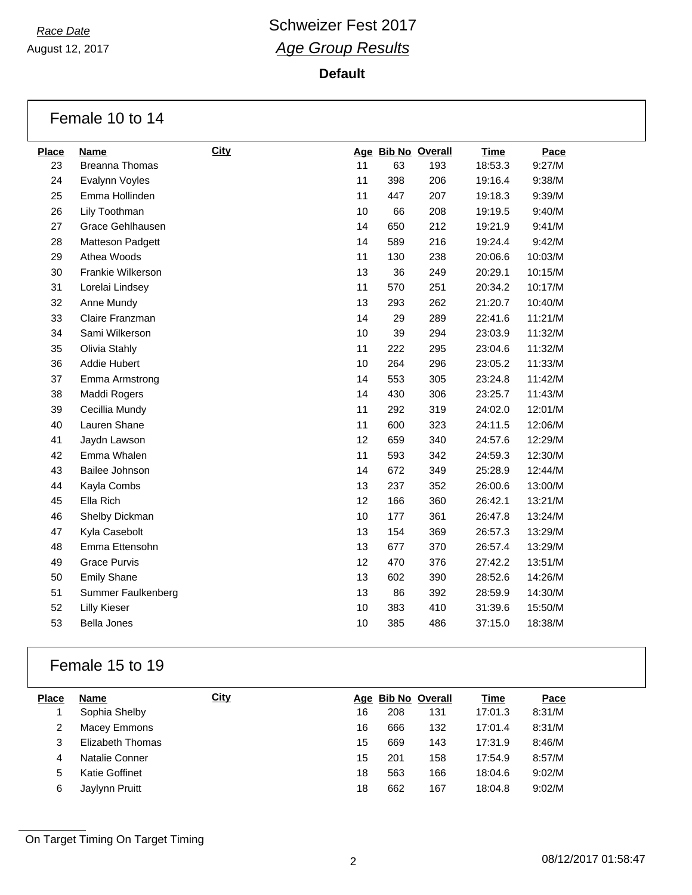*Race Date*

August 12, 2017

# Schweizer Fest 2017

## *Age Group Results*

**Default**

### Female 10 to 14

| Place | Name | City | Age | Bib No | Overall | Time | Pace |
|---|---|---|---|---|---|---|---|
| 23 | Breanna Thomas | | 11 | 63 | 193 | 18:53.3 | 9:27/M |
| 24 | Evalynn Voyles | | 11 | 398 | 206 | 19:16.4 | 9:38/M |
| 25 | Emma Hollinden | | 11 | 447 | 207 | 19:18.3 | 9:39/M |
| 26 | Lily Toothman | | 10 | 66 | 208 | 19:19.5 | 9:40/M |
| 27 | Grace Gehlhausen | | 14 | 650 | 212 | 19:21.9 | 9:41/M |
| 28 | Matteson Padgett | | 14 | 589 | 216 | 19:24.4 | 9:42/M |
| 29 | Athea Woods | | 11 | 130 | 238 | 20:06.6 | 10:03/M |
| 30 | Frankie Wilkerson | | 13 | 36 | 249 | 20:29.1 | 10:15/M |
| 31 | Lorelai Lindsey | | 11 | 570 | 251 | 20:34.2 | 10:17/M |
| 32 | Anne Mundy | | 13 | 293 | 262 | 21:20.7 | 10:40/M |
| 33 | Claire Franzman | | 14 | 29 | 289 | 22:41.6 | 11:21/M |
| 34 | Sami Wilkerson | | 10 | 39 | 294 | 23:03.9 | 11:32/M |
| 35 | Olivia Stahly | | 11 | 222 | 295 | 23:04.6 | 11:32/M |
| 36 | Addie Hubert | | 10 | 264 | 296 | 23:05.2 | 11:33/M |
| 37 | Emma Armstrong | | 14 | 553 | 305 | 23:24.8 | 11:42/M |
| 38 | Maddi Rogers | | 14 | 430 | 306 | 23:25.7 | 11:43/M |
| 39 | Cecillia Mundy | | 11 | 292 | 319 | 24:02.0 | 12:01/M |
| 40 | Lauren Shane | | 11 | 600 | 323 | 24:11.5 | 12:06/M |
| 41 | Jaydn Lawson | | 12 | 659 | 340 | 24:57.6 | 12:29/M |
| 42 | Emma Whalen | | 11 | 593 | 342 | 24:59.3 | 12:30/M |
| 43 | Bailee Johnson | | 14 | 672 | 349 | 25:28.9 | 12:44/M |
| 44 | Kayla Combs | | 13 | 237 | 352 | 26:00.6 | 13:00/M |
| 45 | Ella Rich | | 12 | 166 | 360 | 26:42.1 | 13:21/M |
| 46 | Shelby Dickman | | 10 | 177 | 361 | 26:47.8 | 13:24/M |
| 47 | Kyla Casebolt | | 13 | 154 | 369 | 26:57.3 | 13:29/M |
| 48 | Emma Ettensohn | | 13 | 677 | 370 | 26:57.4 | 13:29/M |
| 49 | Grace Purvis | | 12 | 470 | 376 | 27:42.2 | 13:51/M |
| 50 | Emily Shane | | 13 | 602 | 390 | 28:52.6 | 14:26/M |
| 51 | Summer Faulkenberg | | 13 | 86 | 392 | 28:59.9 | 14:30/M |
| 52 | Lilly Kieser | | 10 | 383 | 410 | 31:39.6 | 15:50/M |
| 53 | Bella Jones | | 10 | 385 | 486 | 37:15.0 | 18:38/M |

### Female 15 to 19

| Place | Name | City | Age | Bib No | Overall | Time | Pace |
|---|---|---|---|---|---|---|---|
| 1 | Sophia Shelby | | 16 | 208 | 131 | 17:01.3 | 8:31/M |
| 2 | Macey Emmons | | 16 | 666 | 132 | 17:01.4 | 8:31/M |
| 3 | Elizabeth Thomas | | 15 | 669 | 143 | 17:31.9 | 8:46/M |
| 4 | Natalie Conner | | 15 | 201 | 158 | 17:54.9 | 8:57/M |
| 5 | Katie Goffinet | | 18 | 563 | 166 | 18:04.6 | 9:02/M |
| 6 | Jaylynn Pruitt | | 18 | 662 | 167 | 18:04.8 | 9:02/M |

On Target Timing On Target Timing

08/12/2017 01:58:47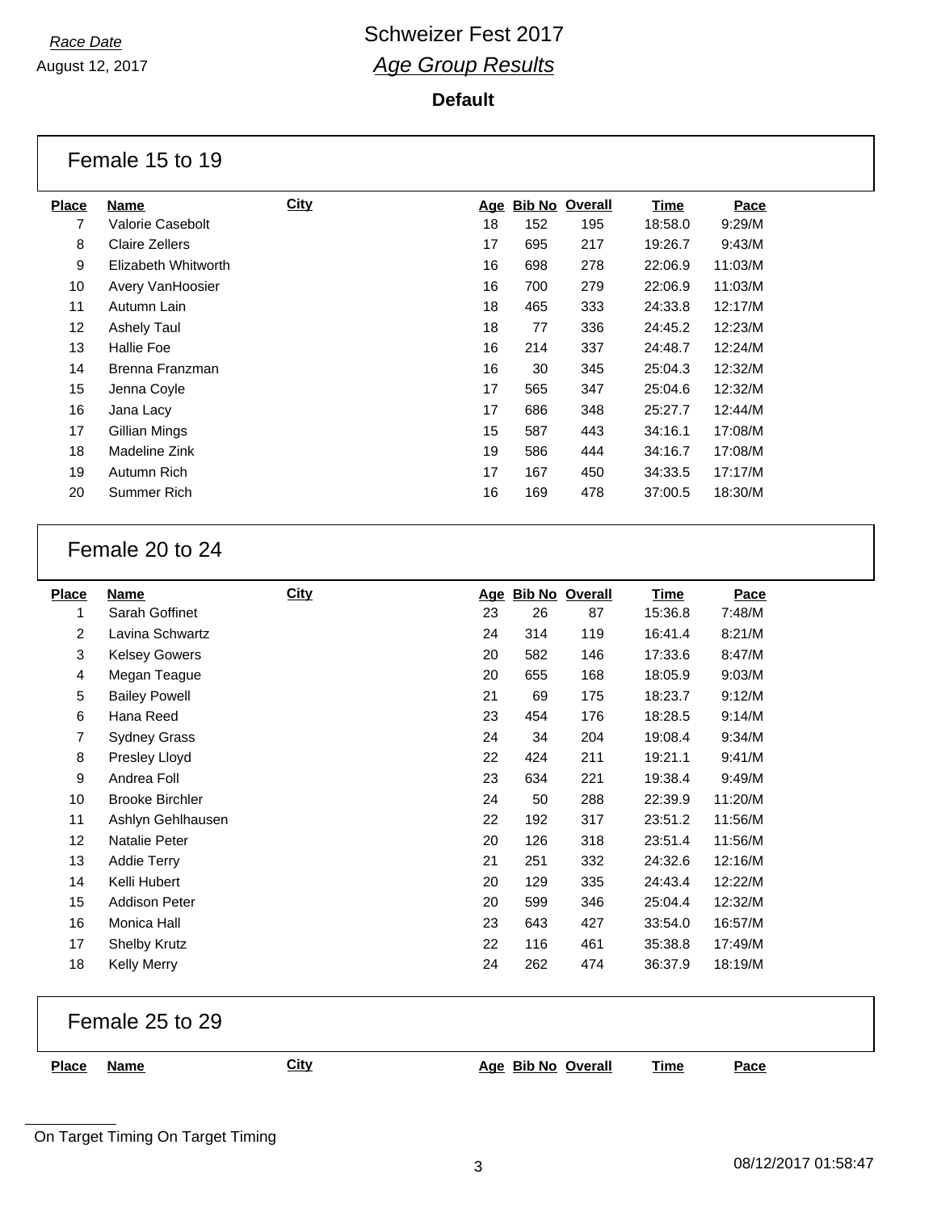*Race Date*

August 12, 2017

# Schweizer Fest 2017

## *Age Group Results*

**Default**

### Female 15 to 19

| Place | Name | City | Age | Bib No | Overall | Time | Pace |
|---|---|---|---|---|---|---|---|
| 7 | Valorie Casebolt | | 18 | 152 | 195 | 18:58.0 | 9:29/M |
| 8 | Claire Zellers | | 17 | 695 | 217 | 19:26.7 | 9:43/M |
| 9 | Elizabeth Whitworth | | 16 | 698 | 278 | 22:06.9 | 11:03/M |
| 10 | Avery VanHoosier | | 16 | 700 | 279 | 22:06.9 | 11:03/M |
| 11 | Autumn Lain | | 18 | 465 | 333 | 24:33.8 | 12:17/M |
| 12 | Ashely Taul | | 18 | 77 | 336 | 24:45.2 | 12:23/M |
| 13 | Hallie Foe | | 16 | 214 | 337 | 24:48.7 | 12:24/M |
| 14 | Brenna Franzman | | 16 | 30 | 345 | 25:04.3 | 12:32/M |
| 15 | Jenna Coyle | | 17 | 565 | 347 | 25:04.6 | 12:32/M |
| 16 | Jana Lacy | | 17 | 686 | 348 | 25:27.7 | 12:44/M |
| 17 | Gillian Mings | | 15 | 587 | 443 | 34:16.1 | 17:08/M |
| 18 | Madeline Zink | | 19 | 586 | 444 | 34:16.7 | 17:08/M |
| 19 | Autumn Rich | | 17 | 167 | 450 | 34:33.5 | 17:17/M |
| 20 | Summer Rich | | 16 | 169 | 478 | 37:00.5 | 18:30/M |

### Female 20 to 24

| Place | Name | City | Age | Bib No | Overall | Time | Pace |
|---|---|---|---|---|---|---|---|
| 1 | Sarah Goffinet | | 23 | 26 | 87 | 15:36.8 | 7:48/M |
| 2 | Lavina Schwartz | | 24 | 314 | 119 | 16:41.4 | 8:21/M |
| 3 | Kelsey Gowers | | 20 | 582 | 146 | 17:33.6 | 8:47/M |
| 4 | Megan Teague | | 20 | 655 | 168 | 18:05.9 | 9:03/M |
| 5 | Bailey Powell | | 21 | 69 | 175 | 18:23.7 | 9:12/M |
| 6 | Hana Reed | | 23 | 454 | 176 | 18:28.5 | 9:14/M |
| 7 | Sydney Grass | | 24 | 34 | 204 | 19:08.4 | 9:34/M |
| 8 | Presley Lloyd | | 22 | 424 | 211 | 19:21.1 | 9:41/M |
| 9 | Andrea Foll | | 23 | 634 | 221 | 19:38.4 | 9:49/M |
| 10 | Brooke Birchler | | 24 | 50 | 288 | 22:39.9 | 11:20/M |
| 11 | Ashlyn Gehlhausen | | 22 | 192 | 317 | 23:51.2 | 11:56/M |
| 12 | Natalie Peter | | 20 | 126 | 318 | 23:51.4 | 11:56/M |
| 13 | Addie Terry | | 21 | 251 | 332 | 24:32.6 | 12:16/M |
| 14 | Kelli Hubert | | 20 | 129 | 335 | 24:43.4 | 12:22/M |
| 15 | Addison Peter | | 20 | 599 | 346 | 25:04.4 | 12:32/M |
| 16 | Monica Hall | | 23 | 643 | 427 | 33:54.0 | 16:57/M |
| 17 | Shelby Krutz | | 22 | 116 | 461 | 35:38.8 | 17:49/M |
| 18 | Kelly Merry | | 24 | 262 | 474 | 36:37.9 | 18:19/M |

### Female 25 to 29

| Place | Name | City | Age | Bib No | Overall | Time | Pace |
|---|---|---|---|---|---|---|---|

On Target Timing On Target Timing

08/12/2017 01:58:47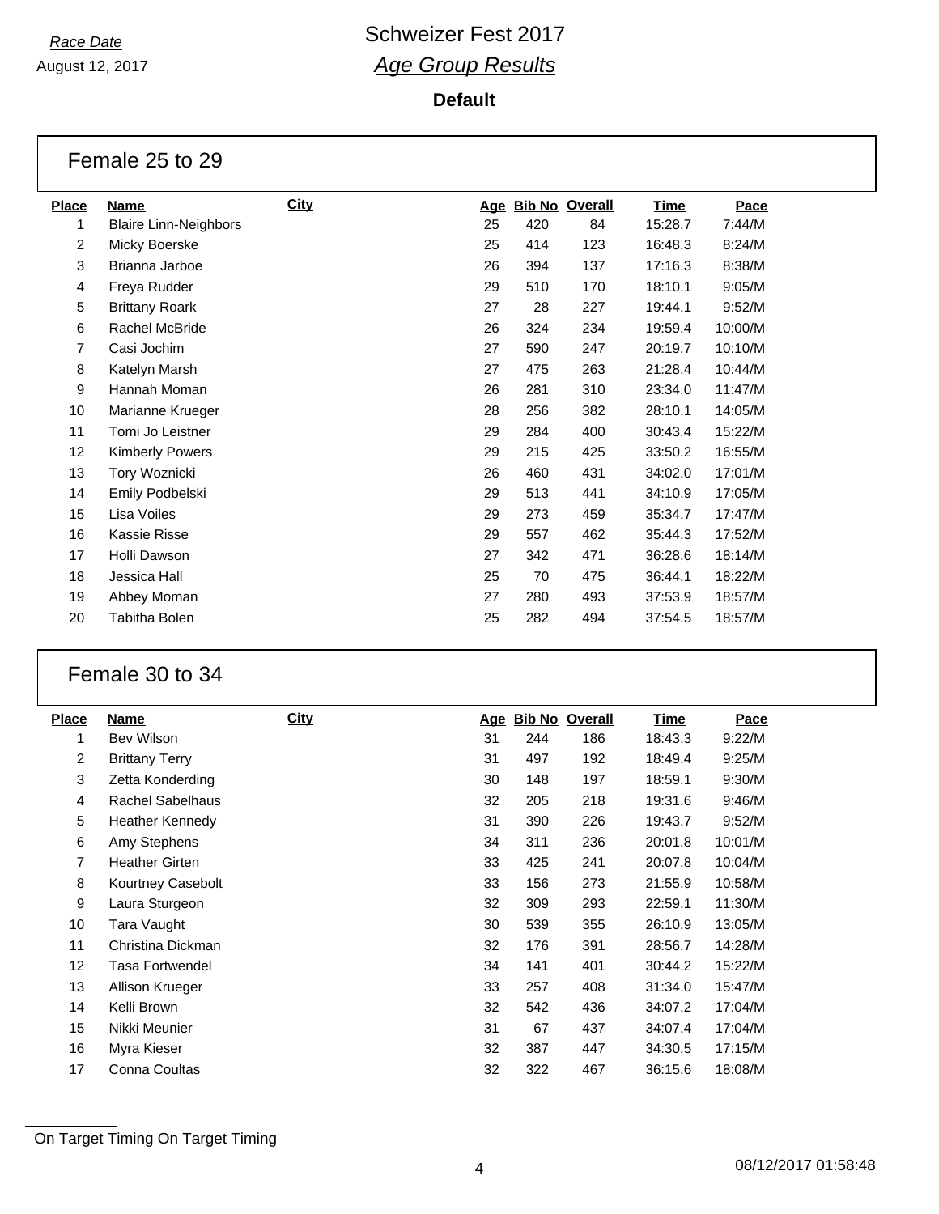Race Date

August 12, 2017

# Schweizer Fest 2017

## *Age Group Results*

**Default**

### Female 25 to 29

| Place | Name | City | Age | Bib No | Overall | Time | Pace |
|---|---|---|---|---|---|---|---|
| 1 | Blaire Linn-Neighbors | | 25 | 420 | 84 | 15:28.7 | 7:44/M |
| 2 | Micky Boerske | | 25 | 414 | 123 | 16:48.3 | 8:24/M |
| 3 | Brianna Jarboe | | 26 | 394 | 137 | 17:16.3 | 8:38/M |
| 4 | Freya Rudder | | 29 | 510 | 170 | 18:10.1 | 9:05/M |
| 5 | Brittany Roark | | 27 | 28 | 227 | 19:44.1 | 9:52/M |
| 6 | Rachel McBride | | 26 | 324 | 234 | 19:59.4 | 10:00/M |
| 7 | Casi Jochim | | 27 | 590 | 247 | 20:19.7 | 10:10/M |
| 8 | Katelyn Marsh | | 27 | 475 | 263 | 21:28.4 | 10:44/M |
| 9 | Hannah Moman | | 26 | 281 | 310 | 23:34.0 | 11:47/M |
| 10 | Marianne Krueger | | 28 | 256 | 382 | 28:10.1 | 14:05/M |
| 11 | Tomi Jo Leistner | | 29 | 284 | 400 | 30:43.4 | 15:22/M |
| 12 | Kimberly Powers | | 29 | 215 | 425 | 33:50.2 | 16:55/M |
| 13 | Tory Woznicki | | 26 | 460 | 431 | 34:02.0 | 17:01/M |
| 14 | Emily Podbelski | | 29 | 513 | 441 | 34:10.9 | 17:05/M |
| 15 | Lisa Voiles | | 29 | 273 | 459 | 35:34.7 | 17:47/M |
| 16 | Kassie Risse | | 29 | 557 | 462 | 35:44.3 | 17:52/M |
| 17 | Holli Dawson | | 27 | 342 | 471 | 36:28.6 | 18:14/M |
| 18 | Jessica Hall | | 25 | 70 | 475 | 36:44.1 | 18:22/M |
| 19 | Abbey Moman | | 27 | 280 | 493 | 37:53.9 | 18:57/M |
| 20 | Tabitha Bolen | | 25 | 282 | 494 | 37:54.5 | 18:57/M |

### Female 30 to 34

| Place | Name | City | Age | Bib No | Overall | Time | Pace |
|---|---|---|---|---|---|---|---|
| 1 | Bev Wilson | | 31 | 244 | 186 | 18:43.3 | 9:22/M |
| 2 | Brittany Terry | | 31 | 497 | 192 | 18:49.4 | 9:25/M |
| 3 | Zetta Konderding | | 30 | 148 | 197 | 18:59.1 | 9:30/M |
| 4 | Rachel Sabelhaus | | 32 | 205 | 218 | 19:31.6 | 9:46/M |
| 5 | Heather Kennedy | | 31 | 390 | 226 | 19:43.7 | 9:52/M |
| 6 | Amy Stephens | | 34 | 311 | 236 | 20:01.8 | 10:01/M |
| 7 | Heather Girten | | 33 | 425 | 241 | 20:07.8 | 10:04/M |
| 8 | Kourtney Casebolt | | 33 | 156 | 273 | 21:55.9 | 10:58/M |
| 9 | Laura Sturgeon | | 32 | 309 | 293 | 22:59.1 | 11:30/M |
| 10 | Tara Vaught | | 30 | 539 | 355 | 26:10.9 | 13:05/M |
| 11 | Christina Dickman | | 32 | 176 | 391 | 28:56.7 | 14:28/M |
| 12 | Tasa Fortwendel | | 34 | 141 | 401 | 30:44.2 | 15:22/M |
| 13 | Allison Krueger | | 33 | 257 | 408 | 31:34.0 | 15:47/M |
| 14 | Kelli Brown | | 32 | 542 | 436 | 34:07.2 | 17:04/M |
| 15 | Nikki Meunier | | 31 | 67 | 437 | 34:07.4 | 17:04/M |
| 16 | Myra Kieser | | 32 | 387 | 447 | 34:30.5 | 17:15/M |
| 17 | Conna Coultas | | 32 | 322 | 467 | 36:15.6 | 18:08/M |

On Target Timing On Target Timing

08/12/2017 01:58:48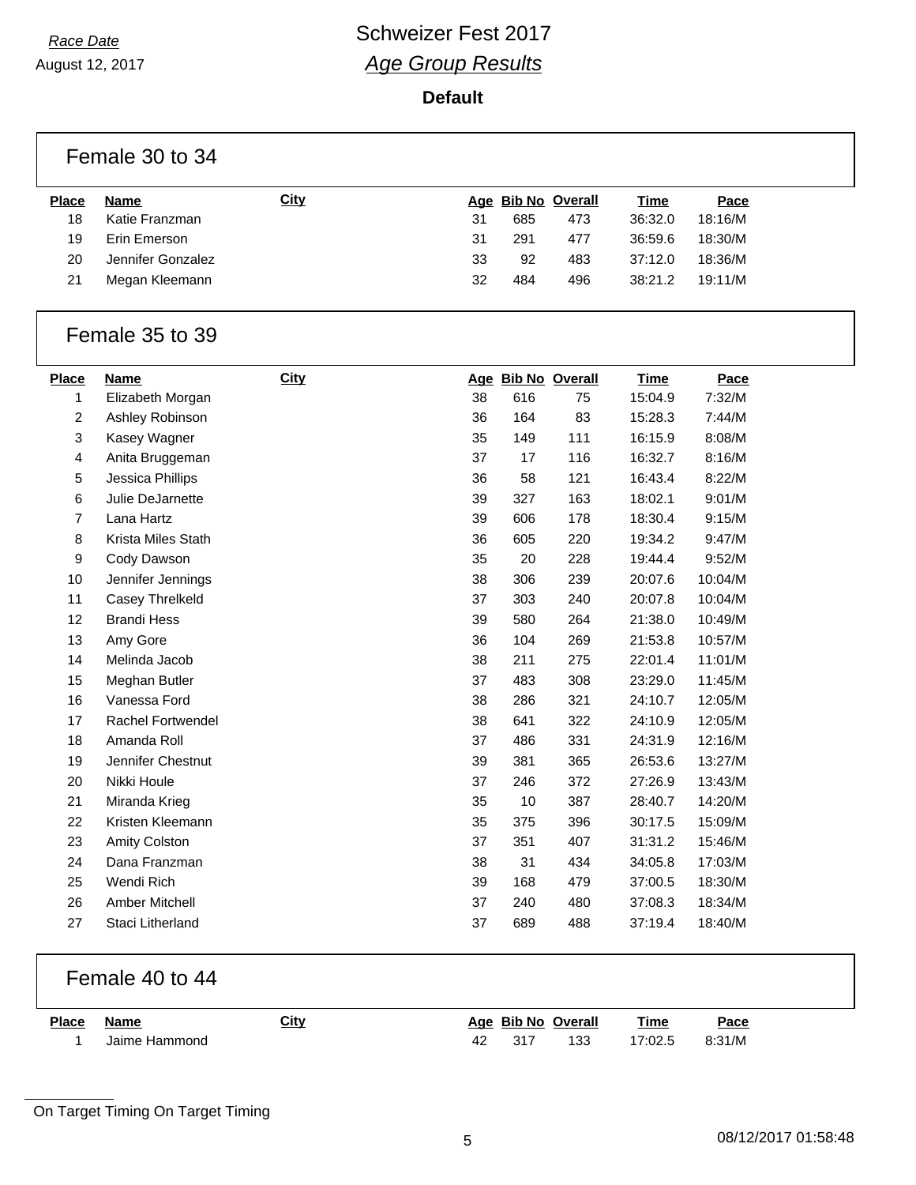Race Date
August 12, 2017

# Schweizer Fest 2017

## *Age Group Results*

**Default**

### Female 30 to 34

| Place | Name | City | Age | Bib No | Overall | Time | Pace |
|---|---|---|---|---|---|---|---|
| 18 | Katie Franzman | | 31 | 685 | 473 | 36:32.0 | 18:16/M |
| 19 | Erin Emerson | | 31 | 291 | 477 | 36:59.6 | 18:30/M |
| 20 | Jennifer Gonzalez | | 33 | 92 | 483 | 37:12.0 | 18:36/M |
| 21 | Megan Kleemann | | 32 | 484 | 496 | 38:21.2 | 19:11/M |

### Female 35 to 39

| Place | Name | City | Age | Bib No | Overall | Time | Pace |
|---|---|---|---|---|---|---|---|
| 1 | Elizabeth Morgan | | 38 | 616 | 75 | 15:04.9 | 7:32/M |
| 2 | Ashley Robinson | | 36 | 164 | 83 | 15:28.3 | 7:44/M |
| 3 | Kasey Wagner | | 35 | 149 | 111 | 16:15.9 | 8:08/M |
| 4 | Anita Bruggeman | | 37 | 17 | 116 | 16:32.7 | 8:16/M |
| 5 | Jessica Phillips | | 36 | 58 | 121 | 16:43.4 | 8:22/M |
| 6 | Julie DeJarnette | | 39 | 327 | 163 | 18:02.1 | 9:01/M |
| 7 | Lana Hartz | | 39 | 606 | 178 | 18:30.4 | 9:15/M |
| 8 | Krista Miles Stath | | 36 | 605 | 220 | 19:34.2 | 9:47/M |
| 9 | Cody Dawson | | 35 | 20 | 228 | 19:44.4 | 9:52/M |
| 10 | Jennifer Jennings | | 38 | 306 | 239 | 20:07.6 | 10:04/M |
| 11 | Casey Threlkeld | | 37 | 303 | 240 | 20:07.8 | 10:04/M |
| 12 | Brandi Hess | | 39 | 580 | 264 | 21:38.0 | 10:49/M |
| 13 | Amy Gore | | 36 | 104 | 269 | 21:53.8 | 10:57/M |
| 14 | Melinda Jacob | | 38 | 211 | 275 | 22:01.4 | 11:01/M |
| 15 | Meghan Butler | | 37 | 483 | 308 | 23:29.0 | 11:45/M |
| 16 | Vanessa Ford | | 38 | 286 | 321 | 24:10.7 | 12:05/M |
| 17 | Rachel Fortwendel | | 38 | 641 | 322 | 24:10.9 | 12:05/M |
| 18 | Amanda Roll | | 37 | 486 | 331 | 24:31.9 | 12:16/M |
| 19 | Jennifer Chestnut | | 39 | 381 | 365 | 26:53.6 | 13:27/M |
| 20 | Nikki Houle | | 37 | 246 | 372 | 27:26.9 | 13:43/M |
| 21 | Miranda Krieg | | 35 | 10 | 387 | 28:40.7 | 14:20/M |
| 22 | Kristen Kleemann | | 35 | 375 | 396 | 30:17.5 | 15:09/M |
| 23 | Amity Colston | | 37 | 351 | 407 | 31:31.2 | 15:46/M |
| 24 | Dana Franzman | | 38 | 31 | 434 | 34:05.8 | 17:03/M |
| 25 | Wendi Rich | | 39 | 168 | 479 | 37:00.5 | 18:30/M |
| 26 | Amber Mitchell | | 37 | 240 | 480 | 37:08.3 | 18:34/M |
| 27 | Staci Litherland | | 37 | 689 | 488 | 37:19.4 | 18:40/M |

### Female 40 to 44

| Place | Name | City | Age | Bib No | Overall | Time | Pace |
|---|---|---|---|---|---|---|---|
| 1 | Jaime Hammond | | 42 | 317 | 133 | 17:02.5 | 8:31/M |

On Target Timing On Target Timing

08/12/2017 01:58:48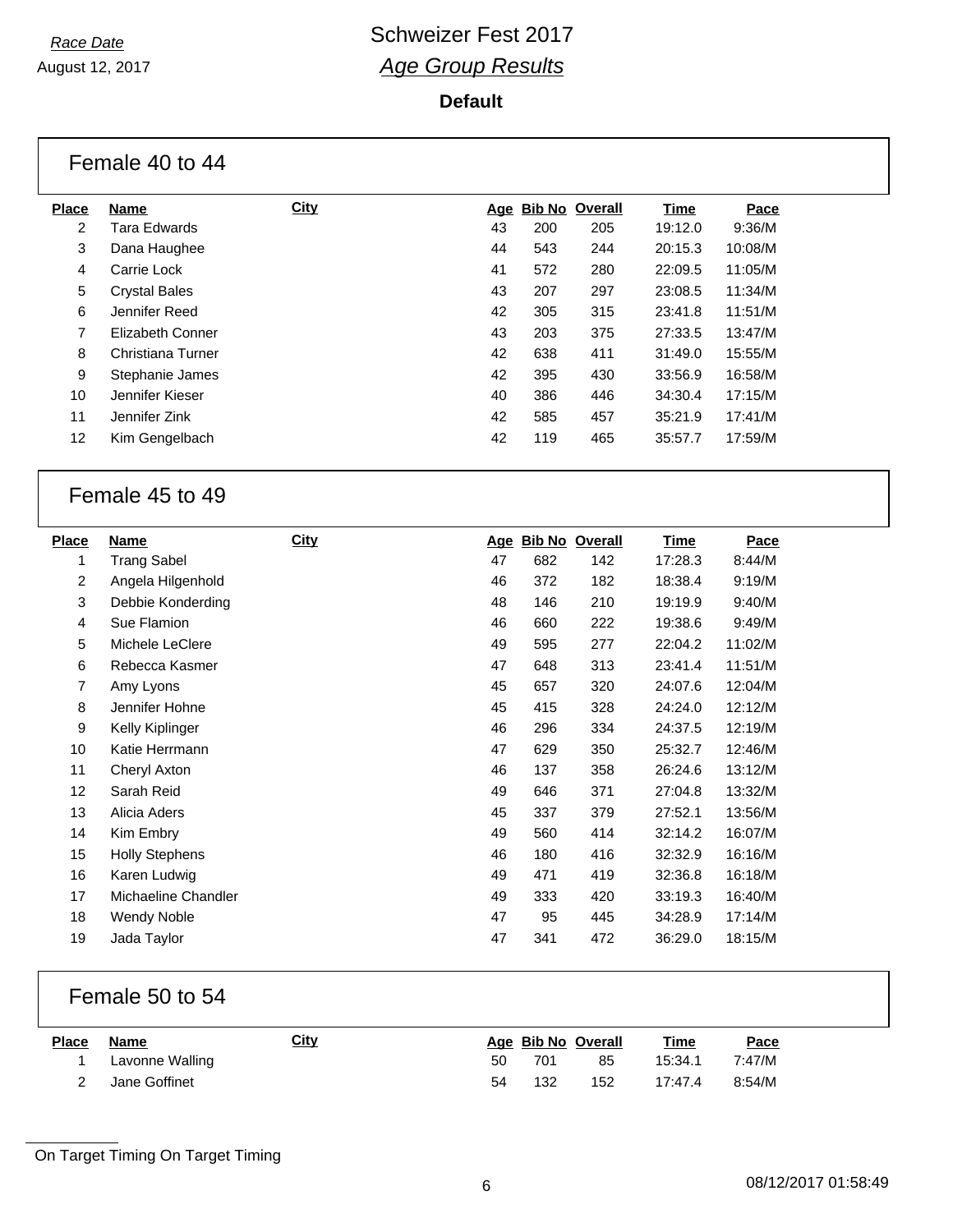Race Date
August 12, 2017

# Schweizer Fest 2017
## *Age Group Results*

**Default**

### Female 40 to 44

| Place | Name | City | Age | Bib No | Overall | Time | Pace |
|---|---|---|---|---|---|---|---|
| 2 | Tara Edwards | | 43 | 200 | 205 | 19:12.0 | 9:36/M |
| 3 | Dana Haughee | | 44 | 543 | 244 | 20:15.3 | 10:08/M |
| 4 | Carrie Lock | | 41 | 572 | 280 | 22:09.5 | 11:05/M |
| 5 | Crystal Bales | | 43 | 207 | 297 | 23:08.5 | 11:34/M |
| 6 | Jennifer Reed | | 42 | 305 | 315 | 23:41.8 | 11:51/M |
| 7 | Elizabeth Conner | | 43 | 203 | 375 | 27:33.5 | 13:47/M |
| 8 | Christiana Turner | | 42 | 638 | 411 | 31:49.0 | 15:55/M |
| 9 | Stephanie James | | 42 | 395 | 430 | 33:56.9 | 16:58/M |
| 10 | Jennifer Kieser | | 40 | 386 | 446 | 34:30.4 | 17:15/M |
| 11 | Jennifer Zink | | 42 | 585 | 457 | 35:21.9 | 17:41/M |
| 12 | Kim Gengelbach | | 42 | 119 | 465 | 35:57.7 | 17:59/M |

### Female 45 to 49

| Place | Name | City | Age | Bib No | Overall | Time | Pace |
|---|---|---|---|---|---|---|---|
| 1 | Trang Sabel | | 47 | 682 | 142 | 17:28.3 | 8:44/M |
| 2 | Angela Hilgenhold | | 46 | 372 | 182 | 18:38.4 | 9:19/M |
| 3 | Debbie Konderding | | 48 | 146 | 210 | 19:19.9 | 9:40/M |
| 4 | Sue Flamion | | 46 | 660 | 222 | 19:38.6 | 9:49/M |
| 5 | Michele LeClere | | 49 | 595 | 277 | 22:04.2 | 11:02/M |
| 6 | Rebecca Kasmer | | 47 | 648 | 313 | 23:41.4 | 11:51/M |
| 7 | Amy Lyons | | 45 | 657 | 320 | 24:07.6 | 12:04/M |
| 8 | Jennifer Hohne | | 45 | 415 | 328 | 24:24.0 | 12:12/M |
| 9 | Kelly Kiplinger | | 46 | 296 | 334 | 24:37.5 | 12:19/M |
| 10 | Katie Herrmann | | 47 | 629 | 350 | 25:32.7 | 12:46/M |
| 11 | Cheryl Axton | | 46 | 137 | 358 | 26:24.6 | 13:12/M |
| 12 | Sarah Reid | | 49 | 646 | 371 | 27:04.8 | 13:32/M |
| 13 | Alicia Aders | | 45 | 337 | 379 | 27:52.1 | 13:56/M |
| 14 | Kim Embry | | 49 | 560 | 414 | 32:14.2 | 16:07/M |
| 15 | Holly Stephens | | 46 | 180 | 416 | 32:32.9 | 16:16/M |
| 16 | Karen Ludwig | | 49 | 471 | 419 | 32:36.8 | 16:18/M |
| 17 | Michaeline Chandler | | 49 | 333 | 420 | 33:19.3 | 16:40/M |
| 18 | Wendy Noble | | 47 | 95 | 445 | 34:28.9 | 17:14/M |
| 19 | Jada Taylor | | 47 | 341 | 472 | 36:29.0 | 18:15/M |

### Female 50 to 54

| Place | Name | City | Age | Bib No | Overall | Time | Pace |
|---|---|---|---|---|---|---|---|
| 1 | Lavonne Walling | | 50 | 701 | 85 | 15:34.1 | 7:47/M |
| 2 | Jane Goffinet | | 54 | 132 | 152 | 17:47.4 | 8:54/M |

On Target Timing On Target Timing

08/12/2017 01:58:49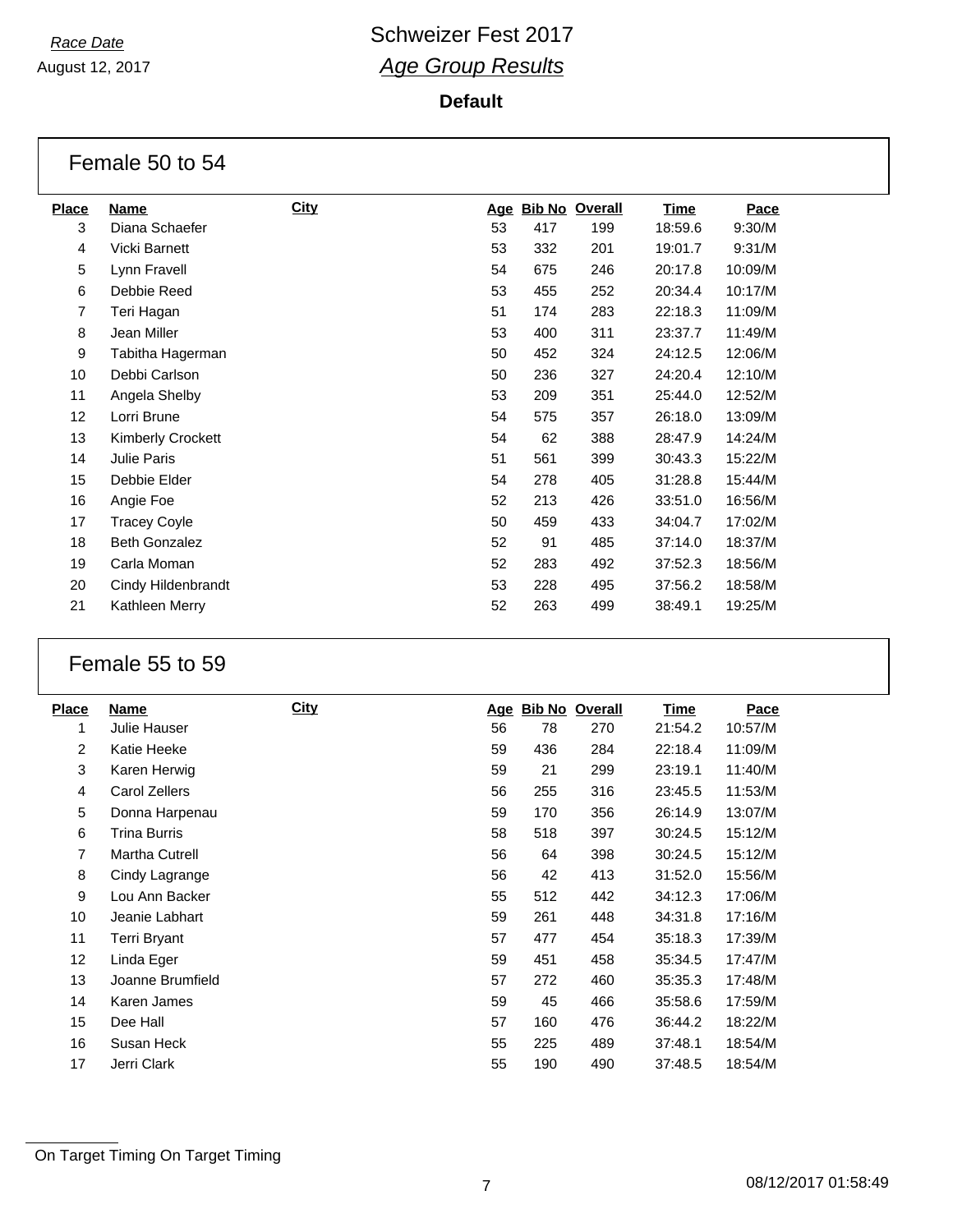*Race Date*

August 12, 2017

# Schweizer Fest 2017

## *Age Group Results*

**Default**

### Female 50 to 54

| Place | Name | City | Age | Bib No | Overall | Time | Pace |
|---|---|---|---|---|---|---|---|
| 3 | Diana Schaefer | | 53 | 417 | 199 | 18:59.6 | 9:30/M |
| 4 | Vicki Barnett | | 53 | 332 | 201 | 19:01.7 | 9:31/M |
| 5 | Lynn Fravell | | 54 | 675 | 246 | 20:17.8 | 10:09/M |
| 6 | Debbie Reed | | 53 | 455 | 252 | 20:34.4 | 10:17/M |
| 7 | Teri Hagan | | 51 | 174 | 283 | 22:18.3 | 11:09/M |
| 8 | Jean Miller | | 53 | 400 | 311 | 23:37.7 | 11:49/M |
| 9 | Tabitha Hagerman | | 50 | 452 | 324 | 24:12.5 | 12:06/M |
| 10 | Debbi Carlson | | 50 | 236 | 327 | 24:20.4 | 12:10/M |
| 11 | Angela Shelby | | 53 | 209 | 351 | 25:44.0 | 12:52/M |
| 12 | Lorri Brune | | 54 | 575 | 357 | 26:18.0 | 13:09/M |
| 13 | Kimberly Crockett | | 54 | 62 | 388 | 28:47.9 | 14:24/M |
| 14 | Julie Paris | | 51 | 561 | 399 | 30:43.3 | 15:22/M |
| 15 | Debbie Elder | | 54 | 278 | 405 | 31:28.8 | 15:44/M |
| 16 | Angie Foe | | 52 | 213 | 426 | 33:51.0 | 16:56/M |
| 17 | Tracey Coyle | | 50 | 459 | 433 | 34:04.7 | 17:02/M |
| 18 | Beth Gonzalez | | 52 | 91 | 485 | 37:14.0 | 18:37/M |
| 19 | Carla Moman | | 52 | 283 | 492 | 37:52.3 | 18:56/M |
| 20 | Cindy Hildenbrandt | | 53 | 228 | 495 | 37:56.2 | 18:58/M |
| 21 | Kathleen Merry | | 52 | 263 | 499 | 38:49.1 | 19:25/M |

### Female 55 to 59

| Place | Name | City | Age | Bib No | Overall | Time | Pace |
|---|---|---|---|---|---|---|---|
| 1 | Julie Hauser | | 56 | 78 | 270 | 21:54.2 | 10:57/M |
| 2 | Katie Heeke | | 59 | 436 | 284 | 22:18.4 | 11:09/M |
| 3 | Karen Herwig | | 59 | 21 | 299 | 23:19.1 | 11:40/M |
| 4 | Carol Zellers | | 56 | 255 | 316 | 23:45.5 | 11:53/M |
| 5 | Donna Harpenau | | 59 | 170 | 356 | 26:14.9 | 13:07/M |
| 6 | Trina Burris | | 58 | 518 | 397 | 30:24.5 | 15:12/M |
| 7 | Martha Cutrell | | 56 | 64 | 398 | 30:24.5 | 15:12/M |
| 8 | Cindy Lagrange | | 56 | 42 | 413 | 31:52.0 | 15:56/M |
| 9 | Lou Ann Backer | | 55 | 512 | 442 | 34:12.3 | 17:06/M |
| 10 | Jeanie Labhart | | 59 | 261 | 448 | 34:31.8 | 17:16/M |
| 11 | Terri Bryant | | 57 | 477 | 454 | 35:18.3 | 17:39/M |
| 12 | Linda Eger | | 59 | 451 | 458 | 35:34.5 | 17:47/M |
| 13 | Joanne Brumfield | | 57 | 272 | 460 | 35:35.3 | 17:48/M |
| 14 | Karen James | | 59 | 45 | 466 | 35:58.6 | 17:59/M |
| 15 | Dee Hall | | 57 | 160 | 476 | 36:44.2 | 18:22/M |
| 16 | Susan Heck | | 55 | 225 | 489 | 37:48.1 | 18:54/M |
| 17 | Jerri Clark | | 55 | 190 | 490 | 37:48.5 | 18:54/M |

On Target Timing On Target Timing

08/12/2017 01:58:49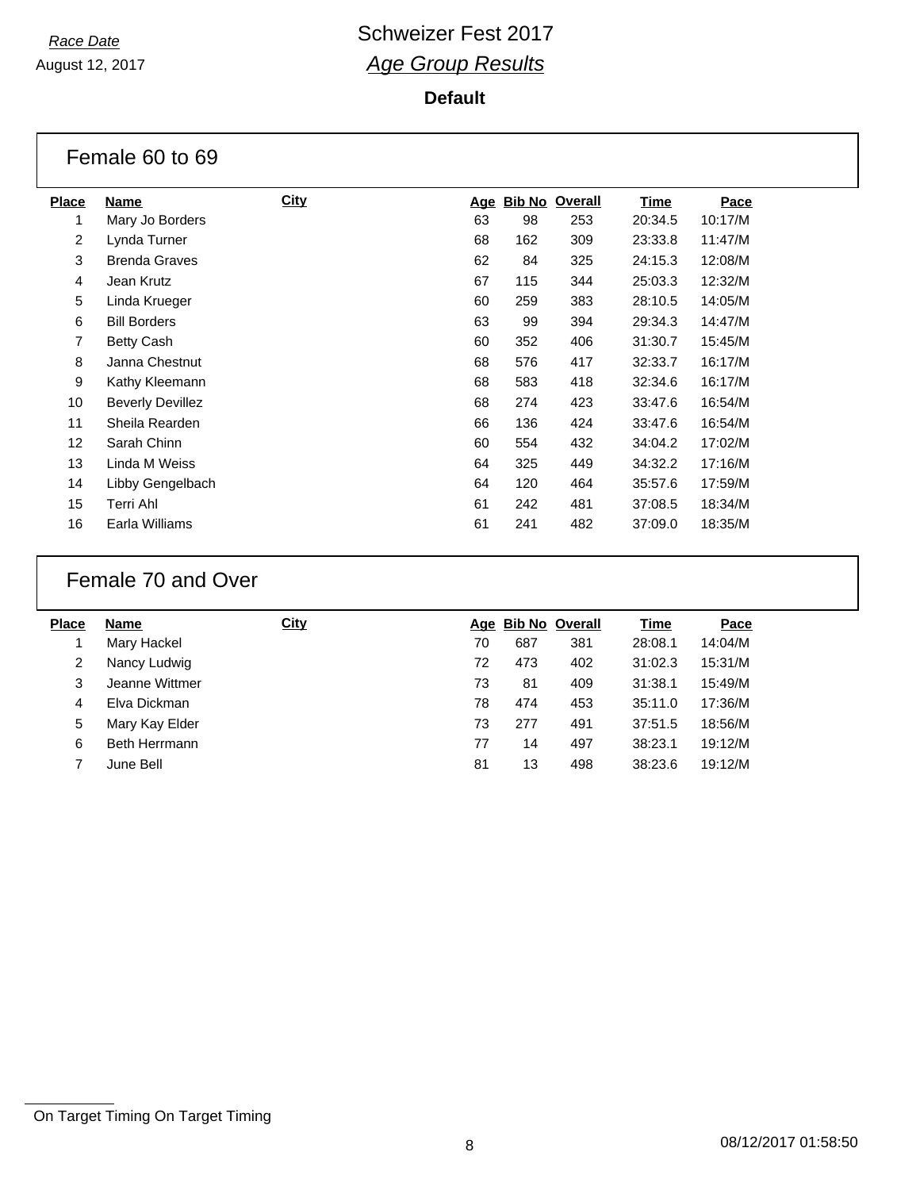*Race Date*
August 12, 2017

# Schweizer Fest 2017
## *Age Group Results*

**Default**

## Female 60 to 69

| Place | Name | City | Age | Bib No | Overall | Time | Pace |
|---|---|---|---|---|---|---|---|
| 1 | Mary Jo Borders | | 63 | 98 | 253 | 20:34.5 | 10:17/M |
| 2 | Lynda Turner | | 68 | 162 | 309 | 23:33.8 | 11:47/M |
| 3 | Brenda Graves | | 62 | 84 | 325 | 24:15.3 | 12:08/M |
| 4 | Jean Krutz | | 67 | 115 | 344 | 25:03.3 | 12:32/M |
| 5 | Linda Krueger | | 60 | 259 | 383 | 28:10.5 | 14:05/M |
| 6 | Bill Borders | | 63 | 99 | 394 | 29:34.3 | 14:47/M |
| 7 | Betty Cash | | 60 | 352 | 406 | 31:30.7 | 15:45/M |
| 8 | Janna Chestnut | | 68 | 576 | 417 | 32:33.7 | 16:17/M |
| 9 | Kathy Kleemann | | 68 | 583 | 418 | 32:34.6 | 16:17/M |
| 10 | Beverly Devillez | | 68 | 274 | 423 | 33:47.6 | 16:54/M |
| 11 | Sheila Rearden | | 66 | 136 | 424 | 33:47.6 | 16:54/M |
| 12 | Sarah Chinn | | 60 | 554 | 432 | 34:04.2 | 17:02/M |
| 13 | Linda M Weiss | | 64 | 325 | 449 | 34:32.2 | 17:16/M |
| 14 | Libby Gengelbach | | 64 | 120 | 464 | 35:57.6 | 17:59/M |
| 15 | Terri Ahl | | 61 | 242 | 481 | 37:08.5 | 18:34/M |
| 16 | Earla Williams | | 61 | 241 | 482 | 37:09.0 | 18:35/M |

## Female 70 and Over

| Place | Name | City | Age | Bib No | Overall | Time | Pace |
|---|---|---|---|---|---|---|---|
| 1 | Mary Hackel | | 70 | 687 | 381 | 28:08.1 | 14:04/M |
| 2 | Nancy Ludwig | | 72 | 473 | 402 | 31:02.3 | 15:31/M |
| 3 | Jeanne Wittmer | | 73 | 81 | 409 | 31:38.1 | 15:49/M |
| 4 | Elva Dickman | | 78 | 474 | 453 | 35:11.0 | 17:36/M |
| 5 | Mary Kay Elder | | 73 | 277 | 491 | 37:51.5 | 18:56/M |
| 6 | Beth Herrmann | | 77 | 14 | 497 | 38:23.1 | 19:12/M |
| 7 | June Bell | | 81 | 13 | 498 | 38:23.6 | 19:12/M |

On Target Timing On Target Timing

08/12/2017 01:58:50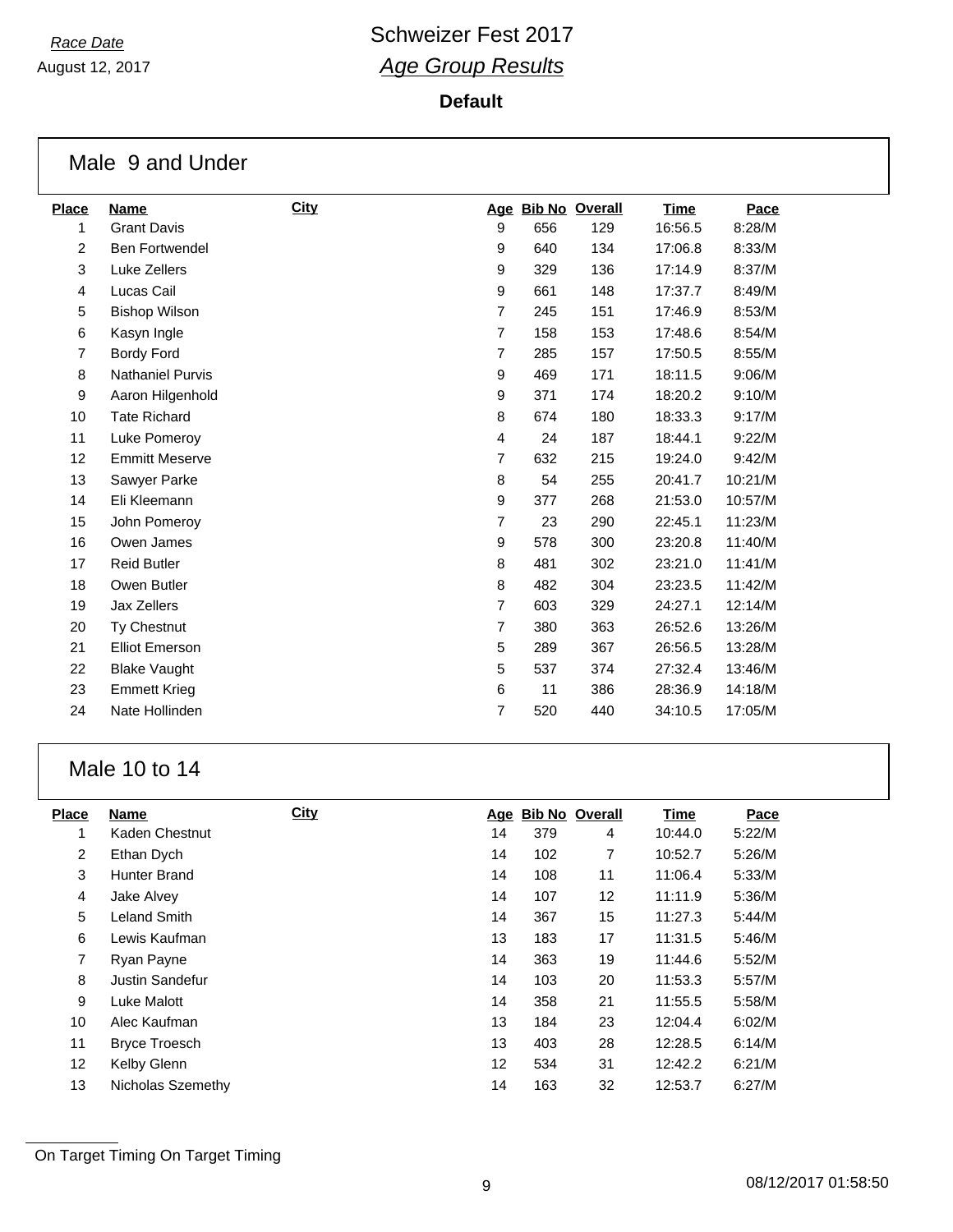*Race Date*
August 12, 2017

# Schweizer Fest 2017
## *Age Group Results*

**Default**

### Male 9 and Under

| Place | Name | City | Age | Bib No | Overall | Time | Pace |
|---|---|---|---|---|---|---|---|
| 1 | Grant Davis | | 9 | 656 | 129 | 16:56.5 | 8:28/M |
| 2 | Ben Fortwendel | | 9 | 640 | 134 | 17:06.8 | 8:33/M |
| 3 | Luke Zellers | | 9 | 329 | 136 | 17:14.9 | 8:37/M |
| 4 | Lucas Cail | | 9 | 661 | 148 | 17:37.7 | 8:49/M |
| 5 | Bishop Wilson | | 7 | 245 | 151 | 17:46.9 | 8:53/M |
| 6 | Kasyn Ingle | | 7 | 158 | 153 | 17:48.6 | 8:54/M |
| 7 | Bordy Ford | | 7 | 285 | 157 | 17:50.5 | 8:55/M |
| 8 | Nathaniel Purvis | | 9 | 469 | 171 | 18:11.5 | 9:06/M |
| 9 | Aaron Hilgenhold | | 9 | 371 | 174 | 18:20.2 | 9:10/M |
| 10 | Tate Richard | | 8 | 674 | 180 | 18:33.3 | 9:17/M |
| 11 | Luke Pomeroy | | 4 | 24 | 187 | 18:44.1 | 9:22/M |
| 12 | Emmitt Meserve | | 7 | 632 | 215 | 19:24.0 | 9:42/M |
| 13 | Sawyer Parke | | 8 | 54 | 255 | 20:41.7 | 10:21/M |
| 14 | Eli Kleemann | | 9 | 377 | 268 | 21:53.0 | 10:57/M |
| 15 | John Pomeroy | | 7 | 23 | 290 | 22:45.1 | 11:23/M |
| 16 | Owen James | | 9 | 578 | 300 | 23:20.8 | 11:40/M |
| 17 | Reid Butler | | 8 | 481 | 302 | 23:21.0 | 11:41/M |
| 18 | Owen Butler | | 8 | 482 | 304 | 23:23.5 | 11:42/M |
| 19 | Jax Zellers | | 7 | 603 | 329 | 24:27.1 | 12:14/M |
| 20 | Ty Chestnut | | 7 | 380 | 363 | 26:52.6 | 13:26/M |
| 21 | Elliot Emerson | | 5 | 289 | 367 | 26:56.5 | 13:28/M |
| 22 | Blake Vaught | | 5 | 537 | 374 | 27:32.4 | 13:46/M |
| 23 | Emmett Krieg | | 6 | 11 | 386 | 28:36.9 | 14:18/M |
| 24 | Nate Hollinden | | 7 | 520 | 440 | 34:10.5 | 17:05/M |

### Male 10 to 14

| Place | Name | City | Age | Bib No | Overall | Time | Pace |
|---|---|---|---|---|---|---|---|
| 1 | Kaden Chestnut | | 14 | 379 | 4 | 10:44.0 | 5:22/M |
| 2 | Ethan Dych | | 14 | 102 | 7 | 10:52.7 | 5:26/M |
| 3 | Hunter Brand | | 14 | 108 | 11 | 11:06.4 | 5:33/M |
| 4 | Jake Alvey | | 14 | 107 | 12 | 11:11.9 | 5:36/M |
| 5 | Leland Smith | | 14 | 367 | 15 | 11:27.3 | 5:44/M |
| 6 | Lewis Kaufman | | 13 | 183 | 17 | 11:31.5 | 5:46/M |
| 7 | Ryan Payne | | 14 | 363 | 19 | 11:44.6 | 5:52/M |
| 8 | Justin Sandefur | | 14 | 103 | 20 | 11:53.3 | 5:57/M |
| 9 | Luke Malott | | 14 | 358 | 21 | 11:55.5 | 5:58/M |
| 10 | Alec Kaufman | | 13 | 184 | 23 | 12:04.4 | 6:02/M |
| 11 | Bryce Troesch | | 13 | 403 | 28 | 12:28.5 | 6:14/M |
| 12 | Kelby Glenn | | 12 | 534 | 31 | 12:42.2 | 6:21/M |
| 13 | Nicholas Szemethy | | 14 | 163 | 32 | 12:53.7 | 6:27/M |

On Target Timing On Target Timing

08/12/2017 01:58:50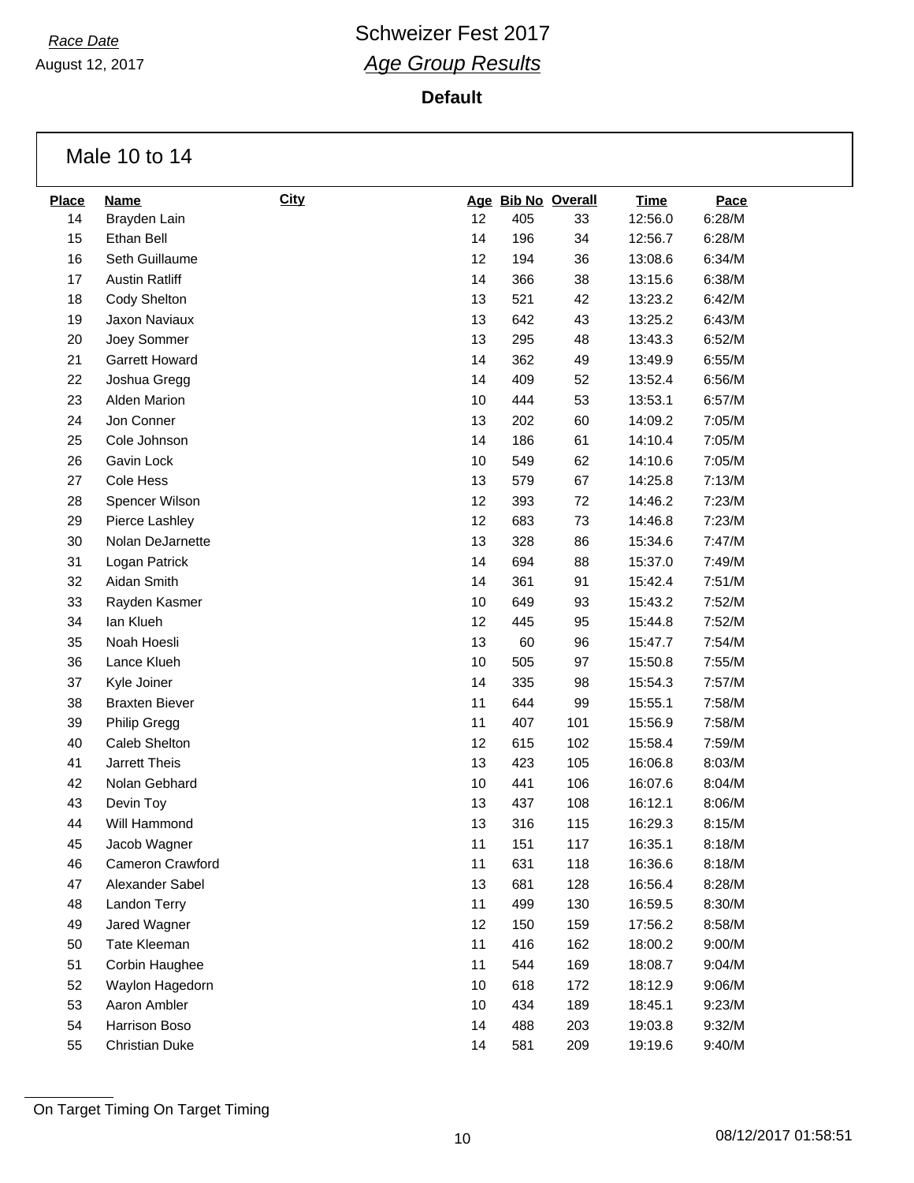# Schweizer Fest 2017

## *Age Group Results*

*Race Date*
August 12, 2017

**Default**

### Male 10 to 14

| Place | Name | City | Age | Bib No | Overall | Time | Pace |
|---|---|---|---|---|---|---|---|
| 14 | Brayden Lain | | 12 | 405 | 33 | 12:56.0 | 6:28/M |
| 15 | Ethan Bell | | 14 | 196 | 34 | 12:56.7 | 6:28/M |
| 16 | Seth Guillaume | | 12 | 194 | 36 | 13:08.6 | 6:34/M |
| 17 | Austin Ratliff | | 14 | 366 | 38 | 13:15.6 | 6:38/M |
| 18 | Cody Shelton | | 13 | 521 | 42 | 13:23.2 | 6:42/M |
| 19 | Jaxon Naviaux | | 13 | 642 | 43 | 13:25.2 | 6:43/M |
| 20 | Joey Sommer | | 13 | 295 | 48 | 13:43.3 | 6:52/M |
| 21 | Garrett Howard | | 14 | 362 | 49 | 13:49.9 | 6:55/M |
| 22 | Joshua Gregg | | 14 | 409 | 52 | 13:52.4 | 6:56/M |
| 23 | Alden Marion | | 10 | 444 | 53 | 13:53.1 | 6:57/M |
| 24 | Jon Conner | | 13 | 202 | 60 | 14:09.2 | 7:05/M |
| 25 | Cole Johnson | | 14 | 186 | 61 | 14:10.4 | 7:05/M |
| 26 | Gavin Lock | | 10 | 549 | 62 | 14:10.6 | 7:05/M |
| 27 | Cole Hess | | 13 | 579 | 67 | 14:25.8 | 7:13/M |
| 28 | Spencer Wilson | | 12 | 393 | 72 | 14:46.2 | 7:23/M |
| 29 | Pierce Lashley | | 12 | 683 | 73 | 14:46.8 | 7:23/M |
| 30 | Nolan DeJarnette | | 13 | 328 | 86 | 15:34.6 | 7:47/M |
| 31 | Logan Patrick | | 14 | 694 | 88 | 15:37.0 | 7:49/M |
| 32 | Aidan Smith | | 14 | 361 | 91 | 15:42.4 | 7:51/M |
| 33 | Rayden Kasmer | | 10 | 649 | 93 | 15:43.2 | 7:52/M |
| 34 | Ian Klueh | | 12 | 445 | 95 | 15:44.8 | 7:52/M |
| 35 | Noah Hoesli | | 13 | 60 | 96 | 15:47.7 | 7:54/M |
| 36 | Lance Klueh | | 10 | 505 | 97 | 15:50.8 | 7:55/M |
| 37 | Kyle Joiner | | 14 | 335 | 98 | 15:54.3 | 7:57/M |
| 38 | Braxten Biever | | 11 | 644 | 99 | 15:55.1 | 7:58/M |
| 39 | Philip Gregg | | 11 | 407 | 101 | 15:56.9 | 7:58/M |
| 40 | Caleb Shelton | | 12 | 615 | 102 | 15:58.4 | 7:59/M |
| 41 | Jarrett Theis | | 13 | 423 | 105 | 16:06.8 | 8:03/M |
| 42 | Nolan Gebhard | | 10 | 441 | 106 | 16:07.6 | 8:04/M |
| 43 | Devin Toy | | 13 | 437 | 108 | 16:12.1 | 8:06/M |
| 44 | Will Hammond | | 13 | 316 | 115 | 16:29.3 | 8:15/M |
| 45 | Jacob Wagner | | 11 | 151 | 117 | 16:35.1 | 8:18/M |
| 46 | Cameron Crawford | | 11 | 631 | 118 | 16:36.6 | 8:18/M |
| 47 | Alexander Sabel | | 13 | 681 | 128 | 16:56.4 | 8:28/M |
| 48 | Landon Terry | | 11 | 499 | 130 | 16:59.5 | 8:30/M |
| 49 | Jared Wagner | | 12 | 150 | 159 | 17:56.2 | 8:58/M |
| 50 | Tate Kleeman | | 11 | 416 | 162 | 18:00.2 | 9:00/M |
| 51 | Corbin Haughee | | 11 | 544 | 169 | 18:08.7 | 9:04/M |
| 52 | Waylon Hagedorn | | 10 | 618 | 172 | 18:12.9 | 9:06/M |
| 53 | Aaron Ambler | | 10 | 434 | 189 | 18:45.1 | 9:23/M |
| 54 | Harrison Boso | | 14 | 488 | 203 | 19:03.8 | 9:32/M |
| 55 | Christian Duke | | 14 | 581 | 209 | 19:19.6 | 9:40/M |

On Target Timing On Target Timing

08/12/2017 01:58:51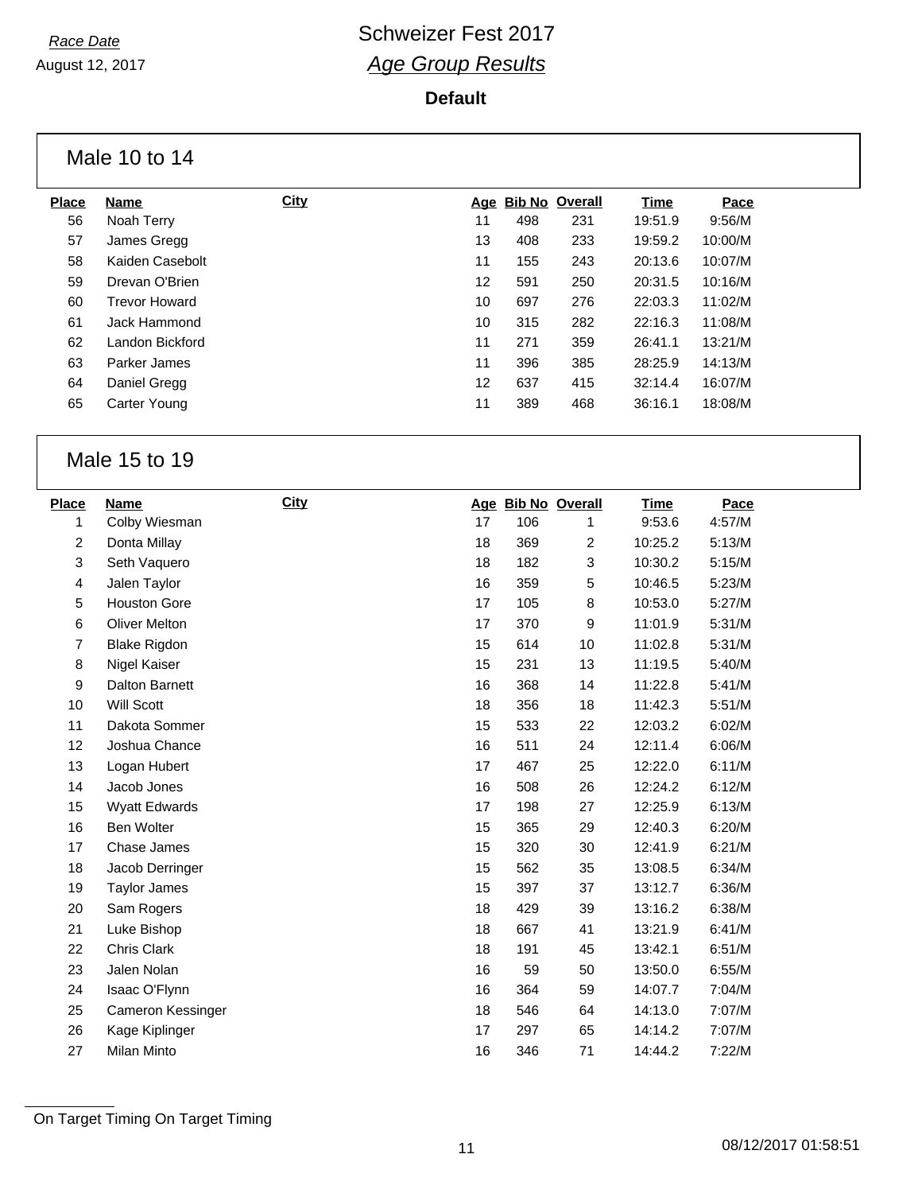Race Date

August 12, 2017

# Schweizer Fest 2017

## *Age Group Results*

**Default**

### Male 10 to 14

| Place | Name | City | Age | Bib No | Overall | Time | Pace |
|---|---|---|---|---|---|---|---|
| 56 | Noah Terry | | 11 | 498 | 231 | 19:51.9 | 9:56/M |
| 57 | James Gregg | | 13 | 408 | 233 | 19:59.2 | 10:00/M |
| 58 | Kaiden Casebolt | | 11 | 155 | 243 | 20:13.6 | 10:07/M |
| 59 | Drevan O'Brien | | 12 | 591 | 250 | 20:31.5 | 10:16/M |
| 60 | Trevor Howard | | 10 | 697 | 276 | 22:03.3 | 11:02/M |
| 61 | Jack Hammond | | 10 | 315 | 282 | 22:16.3 | 11:08/M |
| 62 | Landon Bickford | | 11 | 271 | 359 | 26:41.1 | 13:21/M |
| 63 | Parker James | | 11 | 396 | 385 | 28:25.9 | 14:13/M |
| 64 | Daniel Gregg | | 12 | 637 | 415 | 32:14.4 | 16:07/M |
| 65 | Carter Young | | 11 | 389 | 468 | 36:16.1 | 18:08/M |

### Male 15 to 19

| Place | Name | City | Age | Bib No | Overall | Time | Pace |
|---|---|---|---|---|---|---|---|
| 1 | Colby Wiesman | | 17 | 106 | 1 | 9:53.6 | 4:57/M |
| 2 | Donta Millay | | 18 | 369 | 2 | 10:25.2 | 5:13/M |
| 3 | Seth Vaquero | | 18 | 182 | 3 | 10:30.2 | 5:15/M |
| 4 | Jalen Taylor | | 16 | 359 | 5 | 10:46.5 | 5:23/M |
| 5 | Houston Gore | | 17 | 105 | 8 | 10:53.0 | 5:27/M |
| 6 | Oliver Melton | | 17 | 370 | 9 | 11:01.9 | 5:31/M |
| 7 | Blake Rigdon | | 15 | 614 | 10 | 11:02.8 | 5:31/M |
| 8 | Nigel Kaiser | | 15 | 231 | 13 | 11:19.5 | 5:40/M |
| 9 | Dalton Barnett | | 16 | 368 | 14 | 11:22.8 | 5:41/M |
| 10 | Will Scott | | 18 | 356 | 18 | 11:42.3 | 5:51/M |
| 11 | Dakota Sommer | | 15 | 533 | 22 | 12:03.2 | 6:02/M |
| 12 | Joshua Chance | | 16 | 511 | 24 | 12:11.4 | 6:06/M |
| 13 | Logan Hubert | | 17 | 467 | 25 | 12:22.0 | 6:11/M |
| 14 | Jacob Jones | | 16 | 508 | 26 | 12:24.2 | 6:12/M |
| 15 | Wyatt Edwards | | 17 | 198 | 27 | 12:25.9 | 6:13/M |
| 16 | Ben Wolter | | 15 | 365 | 29 | 12:40.3 | 6:20/M |
| 17 | Chase James | | 15 | 320 | 30 | 12:41.9 | 6:21/M |
| 18 | Jacob Derringer | | 15 | 562 | 35 | 13:08.5 | 6:34/M |
| 19 | Taylor James | | 15 | 397 | 37 | 13:12.7 | 6:36/M |
| 20 | Sam Rogers | | 18 | 429 | 39 | 13:16.2 | 6:38/M |
| 21 | Luke Bishop | | 18 | 667 | 41 | 13:21.9 | 6:41/M |
| 22 | Chris Clark | | 18 | 191 | 45 | 13:42.1 | 6:51/M |
| 23 | Jalen Nolan | | 16 | 59 | 50 | 13:50.0 | 6:55/M |
| 24 | Isaac O'Flynn | | 16 | 364 | 59 | 14:07.7 | 7:04/M |
| 25 | Cameron Kessinger | | 18 | 546 | 64 | 14:13.0 | 7:07/M |
| 26 | Kage Kiplinger | | 17 | 297 | 65 | 14:14.2 | 7:07/M |
| 27 | Milan Minto | | 16 | 346 | 71 | 14:44.2 | 7:22/M |

On Target Timing On Target Timing

08/12/2017 01:58:51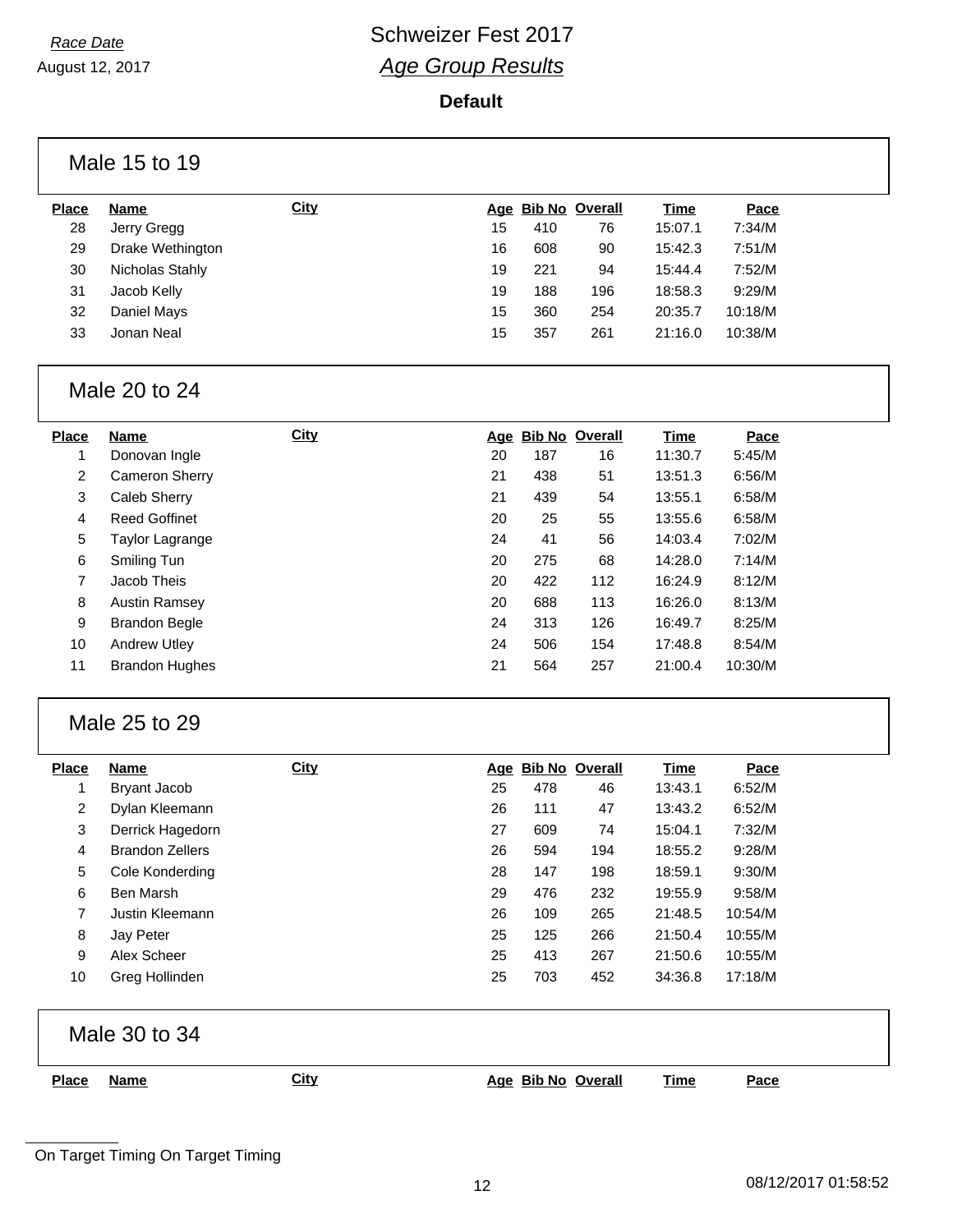# Schweizer Fest 2017

## *Age Group Results*

*Race Date*

August 12, 2017

**Default**

### Male 15 to 19

| Place | Name | City | Age | Bib No | Overall | Time | Pace |
|---|---|---|---|---|---|---|---|
| 28 | Jerry Gregg | | 15 | 410 | 76 | 15:07.1 | 7:34/M |
| 29 | Drake Wethington | | 16 | 608 | 90 | 15:42.3 | 7:51/M |
| 30 | Nicholas Stahly | | 19 | 221 | 94 | 15:44.4 | 7:52/M |
| 31 | Jacob Kelly | | 19 | 188 | 196 | 18:58.3 | 9:29/M |
| 32 | Daniel Mays | | 15 | 360 | 254 | 20:35.7 | 10:18/M |
| 33 | Jonan Neal | | 15 | 357 | 261 | 21:16.0 | 10:38/M |

### Male 20 to 24

| Place | Name | City | Age | Bib No | Overall | Time | Pace |
|---|---|---|---|---|---|---|---|
| 1 | Donovan Ingle | | 20 | 187 | 16 | 11:30.7 | 5:45/M |
| 2 | Cameron Sherry | | 21 | 438 | 51 | 13:51.3 | 6:56/M |
| 3 | Caleb Sherry | | 21 | 439 | 54 | 13:55.1 | 6:58/M |
| 4 | Reed Goffinet | | 20 | 25 | 55 | 13:55.6 | 6:58/M |
| 5 | Taylor Lagrange | | 24 | 41 | 56 | 14:03.4 | 7:02/M |
| 6 | Smiling Tun | | 20 | 275 | 68 | 14:28.0 | 7:14/M |
| 7 | Jacob Theis | | 20 | 422 | 112 | 16:24.9 | 8:12/M |
| 8 | Austin Ramsey | | 20 | 688 | 113 | 16:26.0 | 8:13/M |
| 9 | Brandon Begle | | 24 | 313 | 126 | 16:49.7 | 8:25/M |
| 10 | Andrew Utley | | 24 | 506 | 154 | 17:48.8 | 8:54/M |
| 11 | Brandon Hughes | | 21 | 564 | 257 | 21:00.4 | 10:30/M |

### Male 25 to 29

| Place | Name | City | Age | Bib No | Overall | Time | Pace |
|---|---|---|---|---|---|---|---|
| 1 | Bryant Jacob | | 25 | 478 | 46 | 13:43.1 | 6:52/M |
| 2 | Dylan Kleemann | | 26 | 111 | 47 | 13:43.2 | 6:52/M |
| 3 | Derrick Hagedorn | | 27 | 609 | 74 | 15:04.1 | 7:32/M |
| 4 | Brandon Zellers | | 26 | 594 | 194 | 18:55.2 | 9:28/M |
| 5 | Cole Konderding | | 28 | 147 | 198 | 18:59.1 | 9:30/M |
| 6 | Ben Marsh | | 29 | 476 | 232 | 19:55.9 | 9:58/M |
| 7 | Justin Kleemann | | 26 | 109 | 265 | 21:48.5 | 10:54/M |
| 8 | Jay Peter | | 25 | 125 | 266 | 21:50.4 | 10:55/M |
| 9 | Alex Scheer | | 25 | 413 | 267 | 21:50.6 | 10:55/M |
| 10 | Greg Hollinden | | 25 | 703 | 452 | 34:36.8 | 17:18/M |

### Male 30 to 34

| Place | Name | City | Age | Bib No | Overall | Time | Pace |
|---|---|---|---|---|---|---|---|

On Target Timing On Target Timing

08/12/2017 01:58:52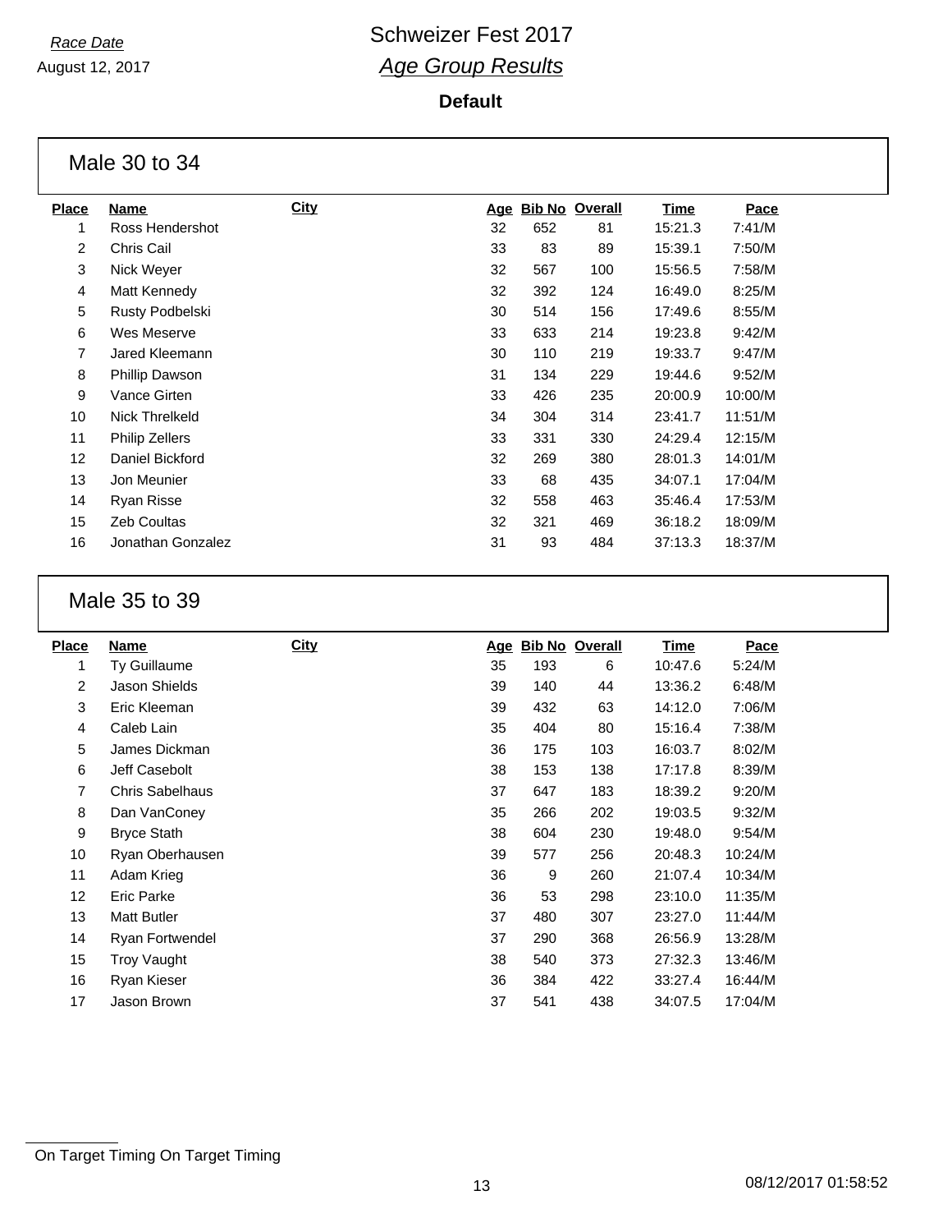*Race Date*

August 12, 2017

# Schweizer Fest 2017

## *Age Group Results*

**Default**

### Male 30 to 34

| Place | Name | City | Age | Bib No | Overall | Time | Pace |
|---|---|---|---|---|---|---|---|
| 1 | Ross Hendershot | | 32 | 652 | 81 | 15:21.3 | 7:41/M |
| 2 | Chris Cail | | 33 | 83 | 89 | 15:39.1 | 7:50/M |
| 3 | Nick Weyer | | 32 | 567 | 100 | 15:56.5 | 7:58/M |
| 4 | Matt Kennedy | | 32 | 392 | 124 | 16:49.0 | 8:25/M |
| 5 | Rusty Podbelski | | 30 | 514 | 156 | 17:49.6 | 8:55/M |
| 6 | Wes Meserve | | 33 | 633 | 214 | 19:23.8 | 9:42/M |
| 7 | Jared Kleemann | | 30 | 110 | 219 | 19:33.7 | 9:47/M |
| 8 | Phillip Dawson | | 31 | 134 | 229 | 19:44.6 | 9:52/M |
| 9 | Vance Girten | | 33 | 426 | 235 | 20:00.9 | 10:00/M |
| 10 | Nick Threlkeld | | 34 | 304 | 314 | 23:41.7 | 11:51/M |
| 11 | Philip Zellers | | 33 | 331 | 330 | 24:29.4 | 12:15/M |
| 12 | Daniel Bickford | | 32 | 269 | 380 | 28:01.3 | 14:01/M |
| 13 | Jon Meunier | | 33 | 68 | 435 | 34:07.1 | 17:04/M |
| 14 | Ryan Risse | | 32 | 558 | 463 | 35:46.4 | 17:53/M |
| 15 | Zeb Coultas | | 32 | 321 | 469 | 36:18.2 | 18:09/M |
| 16 | Jonathan Gonzalez | | 31 | 93 | 484 | 37:13.3 | 18:37/M |

### Male 35 to 39

| Place | Name | City | Age | Bib No | Overall | Time | Pace |
|---|---|---|---|---|---|---|---|
| 1 | Ty Guillaume | | 35 | 193 | 6 | 10:47.6 | 5:24/M |
| 2 | Jason Shields | | 39 | 140 | 44 | 13:36.2 | 6:48/M |
| 3 | Eric Kleeman | | 39 | 432 | 63 | 14:12.0 | 7:06/M |
| 4 | Caleb Lain | | 35 | 404 | 80 | 15:16.4 | 7:38/M |
| 5 | James Dickman | | 36 | 175 | 103 | 16:03.7 | 8:02/M |
| 6 | Jeff Casebolt | | 38 | 153 | 138 | 17:17.8 | 8:39/M |
| 7 | Chris Sabelhaus | | 37 | 647 | 183 | 18:39.2 | 9:20/M |
| 8 | Dan VanConey | | 35 | 266 | 202 | 19:03.5 | 9:32/M |
| 9 | Bryce Stath | | 38 | 604 | 230 | 19:48.0 | 9:54/M |
| 10 | Ryan Oberhausen | | 39 | 577 | 256 | 20:48.3 | 10:24/M |
| 11 | Adam Krieg | | 36 | 9 | 260 | 21:07.4 | 10:34/M |
| 12 | Eric Parke | | 36 | 53 | 298 | 23:10.0 | 11:35/M |
| 13 | Matt Butler | | 37 | 480 | 307 | 23:27.0 | 11:44/M |
| 14 | Ryan Fortwendel | | 37 | 290 | 368 | 26:56.9 | 13:28/M |
| 15 | Troy Vaught | | 38 | 540 | 373 | 27:32.3 | 13:46/M |
| 16 | Ryan Kieser | | 36 | 384 | 422 | 33:27.4 | 16:44/M |
| 17 | Jason Brown | | 37 | 541 | 438 | 34:07.5 | 17:04/M |

On Target Timing On Target Timing

08/12/2017 01:58:52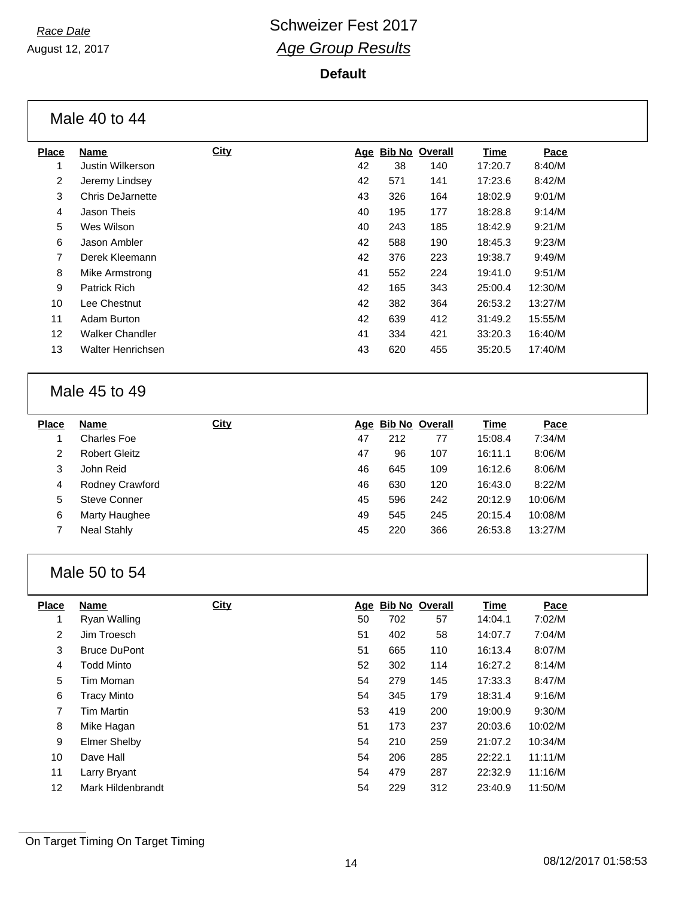*Race Date*
August 12, 2017

# Schweizer Fest 2017
## *Age Group Results*

**Default**

### Male 40 to 44

| Place | Name | City | Age | Bib No | Overall | Time | Pace |
|---|---|---|---|---|---|---|---|
| 1 | Justin Wilkerson | | 42 | 38 | 140 | 17:20.7 | 8:40/M |
| 2 | Jeremy Lindsey | | 42 | 571 | 141 | 17:23.6 | 8:42/M |
| 3 | Chris DeJarnette | | 43 | 326 | 164 | 18:02.9 | 9:01/M |
| 4 | Jason Theis | | 40 | 195 | 177 | 18:28.8 | 9:14/M |
| 5 | Wes Wilson | | 40 | 243 | 185 | 18:42.9 | 9:21/M |
| 6 | Jason Ambler | | 42 | 588 | 190 | 18:45.3 | 9:23/M |
| 7 | Derek Kleemann | | 42 | 376 | 223 | 19:38.7 | 9:49/M |
| 8 | Mike Armstrong | | 41 | 552 | 224 | 19:41.0 | 9:51/M |
| 9 | Patrick Rich | | 42 | 165 | 343 | 25:00.4 | 12:30/M |
| 10 | Lee Chestnut | | 42 | 382 | 364 | 26:53.2 | 13:27/M |
| 11 | Adam Burton | | 42 | 639 | 412 | 31:49.2 | 15:55/M |
| 12 | Walker Chandler | | 41 | 334 | 421 | 33:20.3 | 16:40/M |
| 13 | Walter Henrichsen | | 43 | 620 | 455 | 35:20.5 | 17:40/M |

### Male 45 to 49

| Place | Name | City | Age | Bib No | Overall | Time | Pace |
|---|---|---|---|---|---|---|---|
| 1 | Charles Foe | | 47 | 212 | 77 | 15:08.4 | 7:34/M |
| 2 | Robert Gleitz | | 47 | 96 | 107 | 16:11.1 | 8:06/M |
| 3 | John Reid | | 46 | 645 | 109 | 16:12.6 | 8:06/M |
| 4 | Rodney Crawford | | 46 | 630 | 120 | 16:43.0 | 8:22/M |
| 5 | Steve Conner | | 45 | 596 | 242 | 20:12.9 | 10:06/M |
| 6 | Marty Haughee | | 49 | 545 | 245 | 20:15.4 | 10:08/M |
| 7 | Neal Stahly | | 45 | 220 | 366 | 26:53.8 | 13:27/M |

### Male 50 to 54

| Place | Name | City | Age | Bib No | Overall | Time | Pace |
|---|---|---|---|---|---|---|---|
| 1 | Ryan Walling | | 50 | 702 | 57 | 14:04.1 | 7:02/M |
| 2 | Jim Troesch | | 51 | 402 | 58 | 14:07.7 | 7:04/M |
| 3 | Bruce DuPont | | 51 | 665 | 110 | 16:13.4 | 8:07/M |
| 4 | Todd Minto | | 52 | 302 | 114 | 16:27.2 | 8:14/M |
| 5 | Tim Moman | | 54 | 279 | 145 | 17:33.3 | 8:47/M |
| 6 | Tracy Minto | | 54 | 345 | 179 | 18:31.4 | 9:16/M |
| 7 | Tim Martin | | 53 | 419 | 200 | 19:00.9 | 9:30/M |
| 8 | Mike Hagan | | 51 | 173 | 237 | 20:03.6 | 10:02/M |
| 9 | Elmer Shelby | | 54 | 210 | 259 | 21:07.2 | 10:34/M |
| 10 | Dave Hall | | 54 | 206 | 285 | 22:22.1 | 11:11/M |
| 11 | Larry Bryant | | 54 | 479 | 287 | 22:32.9 | 11:16/M |
| 12 | Mark Hildenbrandt | | 54 | 229 | 312 | 23:40.9 | 11:50/M |

On Target Timing On Target Timing

08/12/2017 01:58:53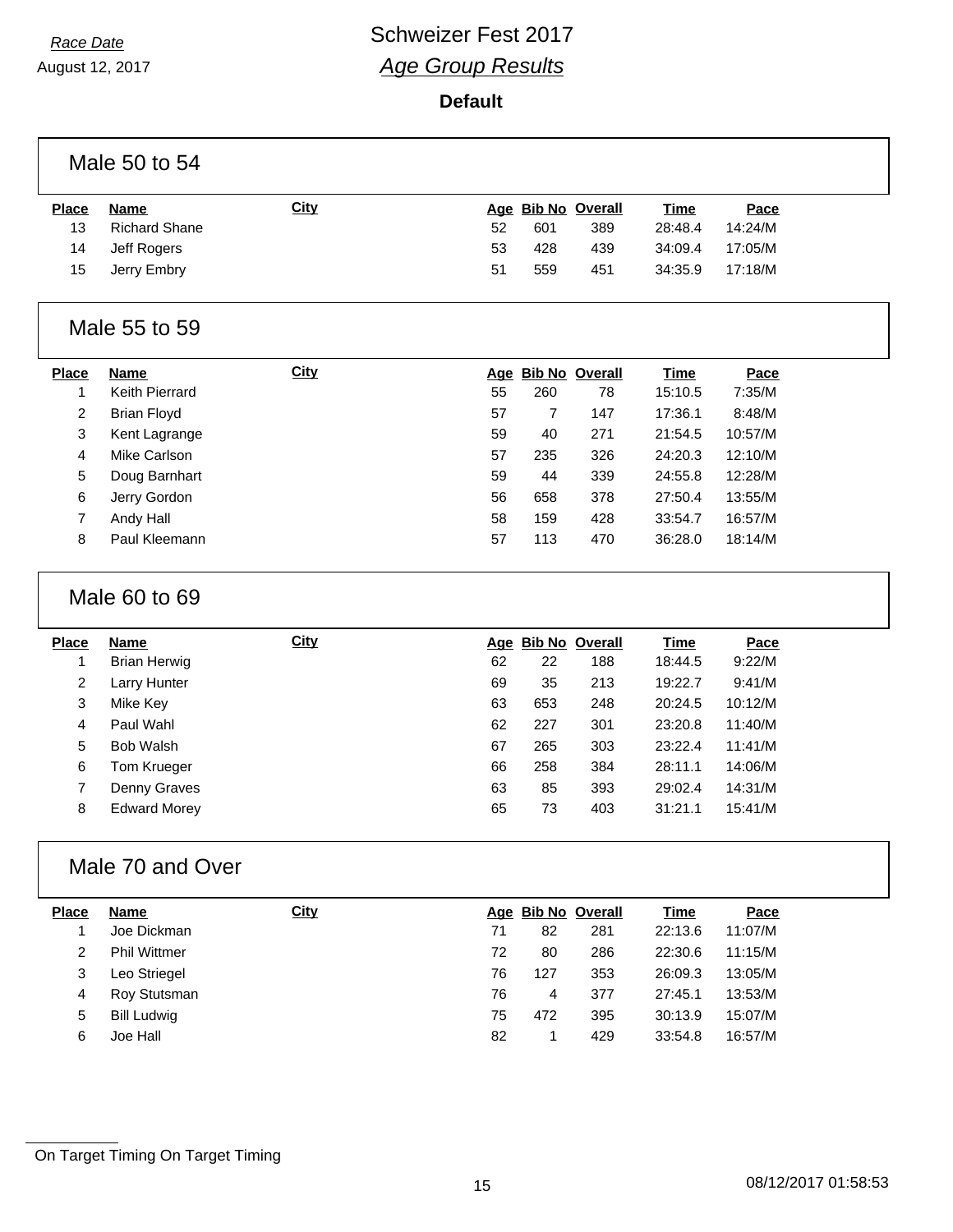*Race Date*
August 12, 2017

# Schweizer Fest 2017
## *Age Group Results*

**Default**

### Male 50 to 54

| Place | Name | City | Age | Bib No | Overall | Time | Pace |
|---|---|---|---|---|---|---|---|
| 13 | Richard Shane | | 52 | 601 | 389 | 28:48.4 | 14:24/M |
| 14 | Jeff Rogers | | 53 | 428 | 439 | 34:09.4 | 17:05/M |
| 15 | Jerry Embry | | 51 | 559 | 451 | 34:35.9 | 17:18/M |

### Male 55 to 59

| Place | Name | City | Age | Bib No | Overall | Time | Pace |
|---|---|---|---|---|---|---|---|
| 1 | Keith Pierrard | | 55 | 260 | 78 | 15:10.5 | 7:35/M |
| 2 | Brian Floyd | | 57 | 7 | 147 | 17:36.1 | 8:48/M |
| 3 | Kent Lagrange | | 59 | 40 | 271 | 21:54.5 | 10:57/M |
| 4 | Mike Carlson | | 57 | 235 | 326 | 24:20.3 | 12:10/M |
| 5 | Doug Barnhart | | 59 | 44 | 339 | 24:55.8 | 12:28/M |
| 6 | Jerry Gordon | | 56 | 658 | 378 | 27:50.4 | 13:55/M |
| 7 | Andy Hall | | 58 | 159 | 428 | 33:54.7 | 16:57/M |
| 8 | Paul Kleemann | | 57 | 113 | 470 | 36:28.0 | 18:14/M |

### Male 60 to 69

| Place | Name | City | Age | Bib No | Overall | Time | Pace |
|---|---|---|---|---|---|---|---|
| 1 | Brian Herwig | | 62 | 22 | 188 | 18:44.5 | 9:22/M |
| 2 | Larry Hunter | | 69 | 35 | 213 | 19:22.7 | 9:41/M |
| 3 | Mike Key | | 63 | 653 | 248 | 20:24.5 | 10:12/M |
| 4 | Paul Wahl | | 62 | 227 | 301 | 23:20.8 | 11:40/M |
| 5 | Bob Walsh | | 67 | 265 | 303 | 23:22.4 | 11:41/M |
| 6 | Tom Krueger | | 66 | 258 | 384 | 28:11.1 | 14:06/M |
| 7 | Denny Graves | | 63 | 85 | 393 | 29:02.4 | 14:31/M |
| 8 | Edward Morey | | 65 | 73 | 403 | 31:21.1 | 15:41/M |

### Male 70 and Over

| Place | Name | City | Age | Bib No | Overall | Time | Pace |
|---|---|---|---|---|---|---|---|
| 1 | Joe Dickman | | 71 | 82 | 281 | 22:13.6 | 11:07/M |
| 2 | Phil Wittmer | | 72 | 80 | 286 | 22:30.6 | 11:15/M |
| 3 | Leo Striegel | | 76 | 127 | 353 | 26:09.3 | 13:05/M |
| 4 | Roy Stutsman | | 76 | 4 | 377 | 27:45.1 | 13:53/M |
| 5 | Bill Ludwig | | 75 | 472 | 395 | 30:13.9 | 15:07/M |
| 6 | Joe Hall | | 82 | 1 | 429 | 33:54.8 | 16:57/M |

On Target Timing On Target Timing

08/12/2017 01:58:53